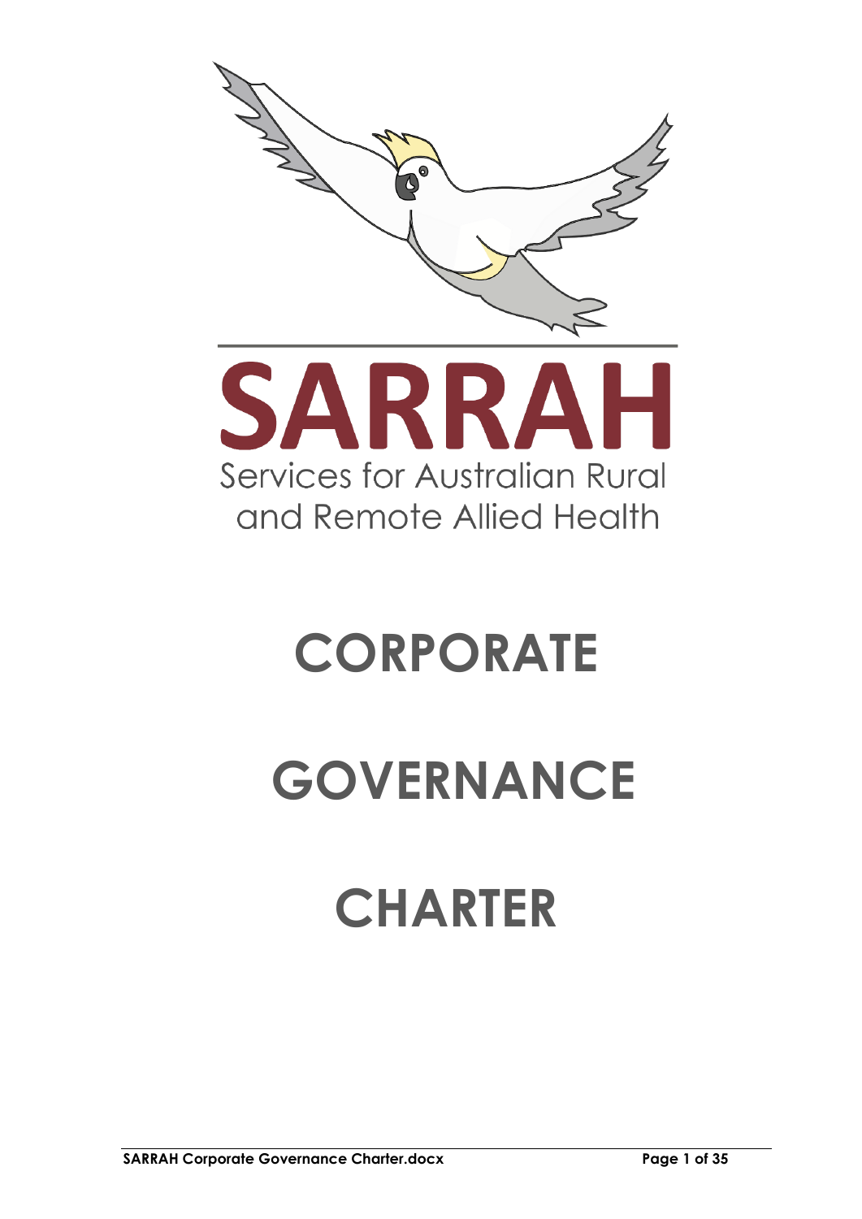SARRAH

Services for Australian Rural and Remote Allied Health

# CORPORATE GOVERNANCE CHARTER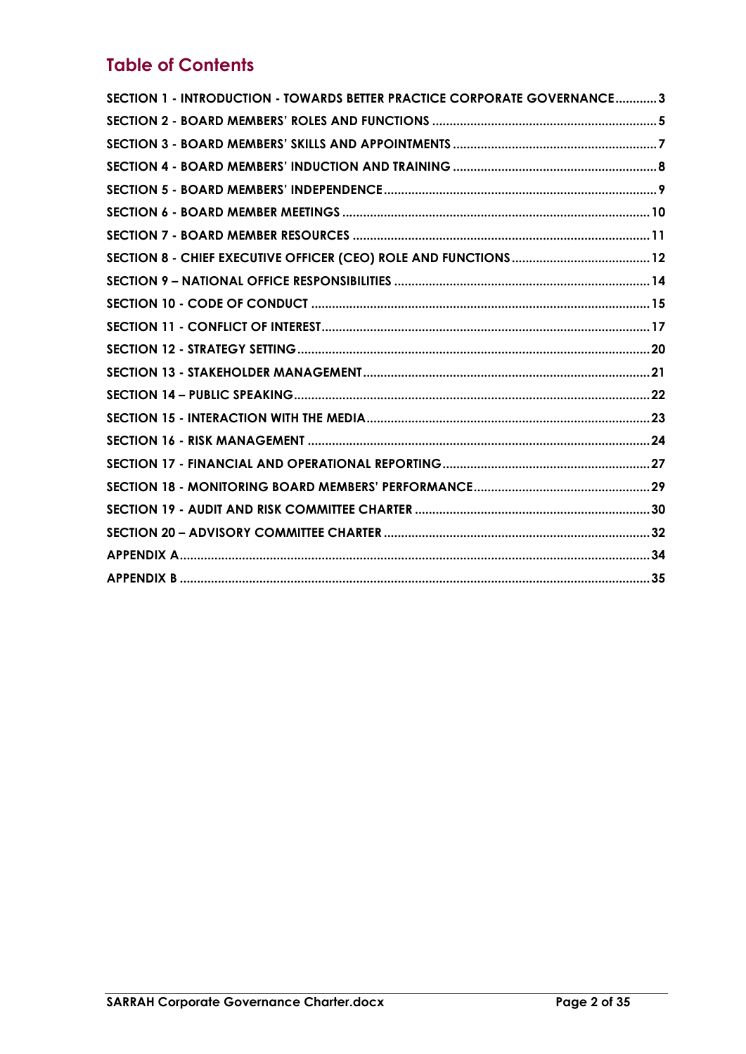## Table of Contents

SECTION 1 - INTRODUCTION - TOWARDS BETTER PRACTICE CORPORATE GOVERNANCE............3
SECTION 2 - BOARD MEMBERS' ROLES AND FUNCTIONS ................................................................5
SECTION 3 - BOARD MEMBERS' SKILLS AND APPOINTMENTS ..........................................................7
SECTION 4 - BOARD MEMBERS' INDUCTION AND TRAINING ..........................................................8
SECTION 5 - BOARD MEMBERS' INDEPENDENCE ..............................................................................9
SECTION 6 - BOARD MEMBER MEETINGS ........................................................................................10
SECTION 7 - BOARD MEMBER RESOURCES .....................................................................................11
SECTION 8 - CHIEF EXECUTIVE OFFICER (CEO) ROLE AND FUNCTIONS ........................................12
SECTION 9 – NATIONAL OFFICE RESPONSIBILITIES ..........................................................................14
SECTION 10 - CODE OF CONDUCT .................................................................................................15
SECTION 11 - CONFLICT OF INTEREST ..............................................................................................17
SECTION 12 - STRATEGY SETTING .....................................................................................................20
SECTION 13 - STAKEHOLDER MANAGEMENT ..................................................................................21
SECTION 14 – PUBLIC SPEAKING .......................................................................................................22
SECTION 15 - INTERACTION WITH THE MEDIA ..................................................................................23
SECTION 16 - RISK MANAGEMENT ...................................................................................................24
SECTION 17 - FINANCIAL AND OPERATIONAL REPORTING ............................................................27
SECTION 18 - MONITORING BOARD MEMBERS' PERFORMANCE ...................................................29
SECTION 19 - AUDIT AND RISK COMMITTEE CHARTER ....................................................................30
SECTION 20 – ADVISORY COMMITTEE CHARTER ............................................................................32
APPENDIX A .........................................................................................................................................34
APPENDIX B .........................................................................................................................................35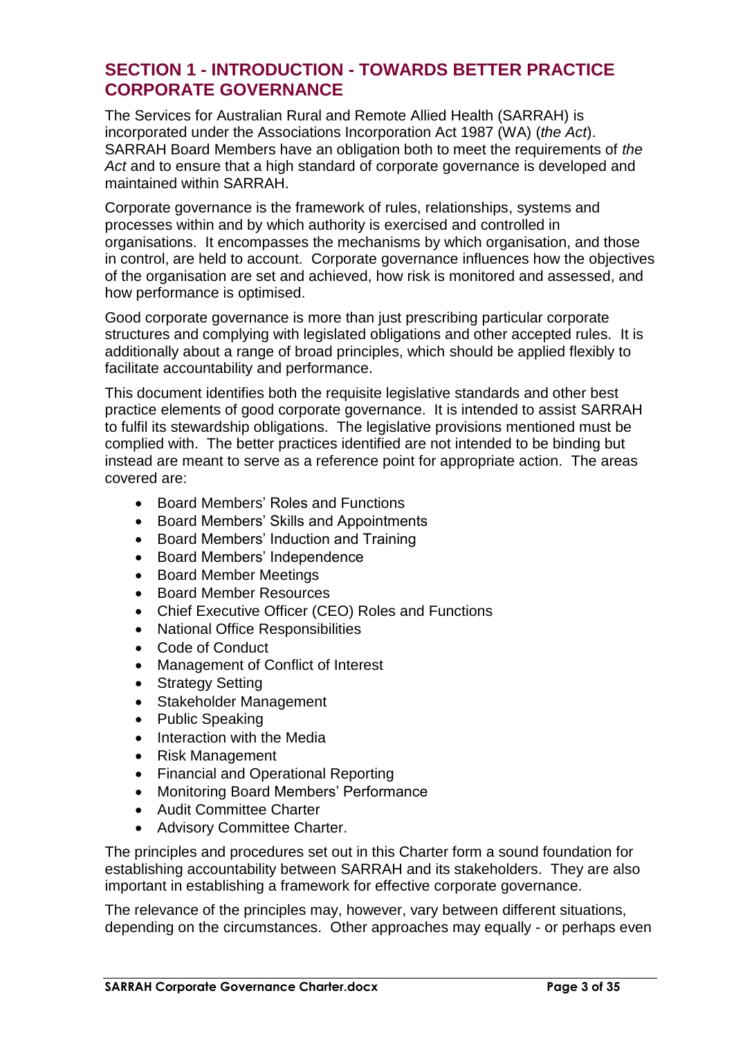## SECTION 1 - INTRODUCTION - TOWARDS BETTER PRACTICE CORPORATE GOVERNANCE

The Services for Australian Rural and Remote Allied Health (SARRAH) is incorporated under the Associations Incorporation Act 1987 (WA) (*the Act*). SARRAH Board Members have an obligation both to meet the requirements of *the Act* and to ensure that a high standard of corporate governance is developed and maintained within SARRAH.

Corporate governance is the framework of rules, relationships, systems and processes within and by which authority is exercised and controlled in organisations. It encompasses the mechanisms by which organisation, and those in control, are held to account. Corporate governance influences how the objectives of the organisation are set and achieved, how risk is monitored and assessed, and how performance is optimised.

Good corporate governance is more than just prescribing particular corporate structures and complying with legislated obligations and other accepted rules. It is additionally about a range of broad principles, which should be applied flexibly to facilitate accountability and performance.

This document identifies both the requisite legislative standards and other best practice elements of good corporate governance. It is intended to assist SARRAH to fulfil its stewardship obligations. The legislative provisions mentioned must be complied with. The better practices identified are not intended to be binding but instead are meant to serve as a reference point for appropriate action. The areas covered are:

- Board Members' Roles and Functions
- Board Members' Skills and Appointments
- Board Members' Induction and Training
- Board Members' Independence
- Board Member Meetings
- Board Member Resources
- Chief Executive Officer (CEO) Roles and Functions
- National Office Responsibilities
- Code of Conduct
- Management of Conflict of Interest
- Strategy Setting
- Stakeholder Management
- Public Speaking
- Interaction with the Media
- Risk Management
- Financial and Operational Reporting
- Monitoring Board Members' Performance
- Audit Committee Charter
- Advisory Committee Charter.

The principles and procedures set out in this Charter form a sound foundation for establishing accountability between SARRAH and its stakeholders. They are also important in establishing a framework for effective corporate governance.

The relevance of the principles may, however, vary between different situations, depending on the circumstances. Other approaches may equally - or perhaps even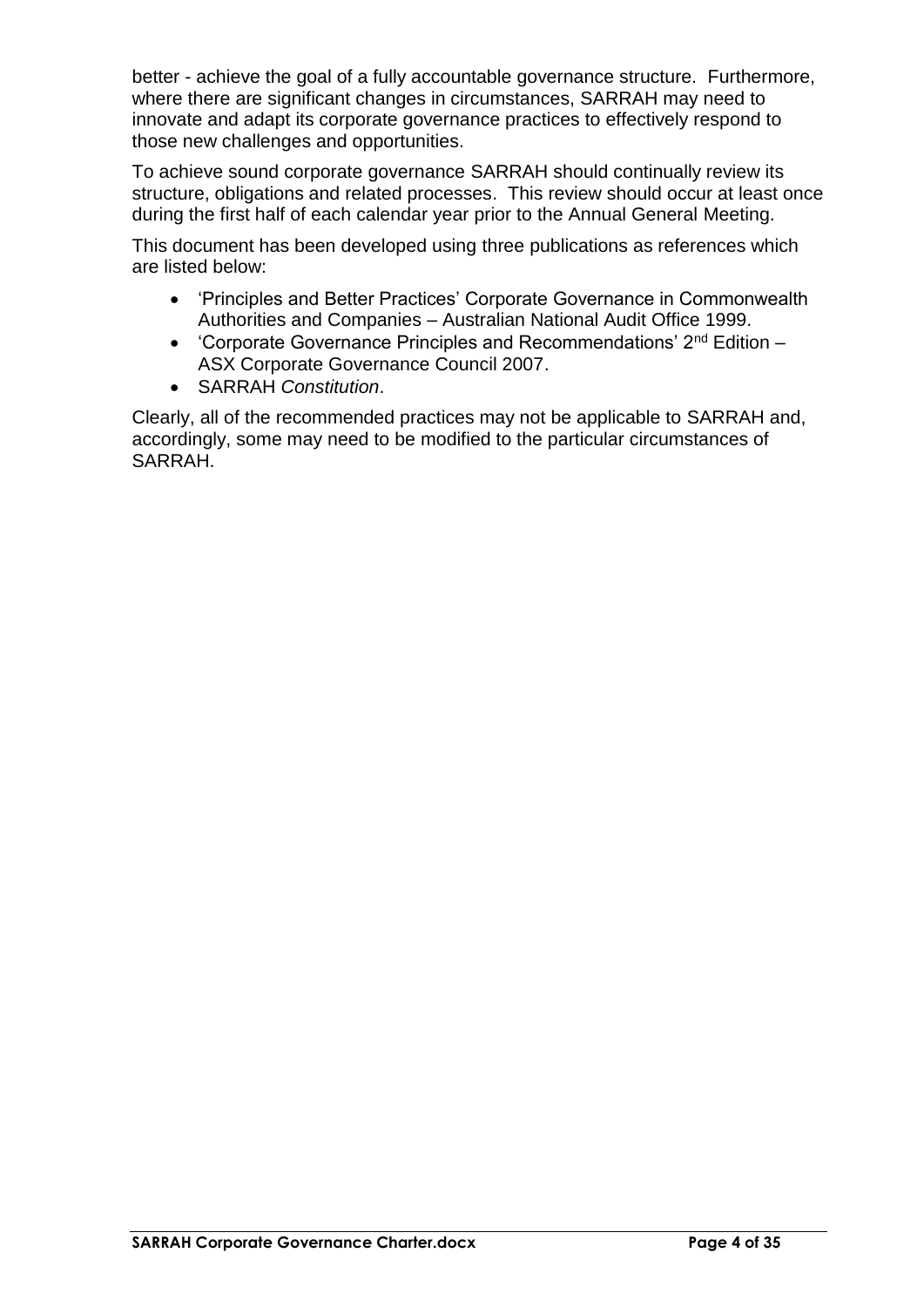better - achieve the goal of a fully accountable governance structure. Furthermore, where there are significant changes in circumstances, SARRAH may need to innovate and adapt its corporate governance practices to effectively respond to those new challenges and opportunities.

To achieve sound corporate governance SARRAH should continually review its structure, obligations and related processes. This review should occur at least once during the first half of each calendar year prior to the Annual General Meeting.

This document has been developed using three publications as references which are listed below:

- 'Principles and Better Practices' Corporate Governance in Commonwealth Authorities and Companies – Australian National Audit Office 1999.
- 'Corporate Governance Principles and Recommendations' 2nd Edition – ASX Corporate Governance Council 2007.
- SARRAH *Constitution*.

Clearly, all of the recommended practices may not be applicable to SARRAH and, accordingly, some may need to be modified to the particular circumstances of SARRAH.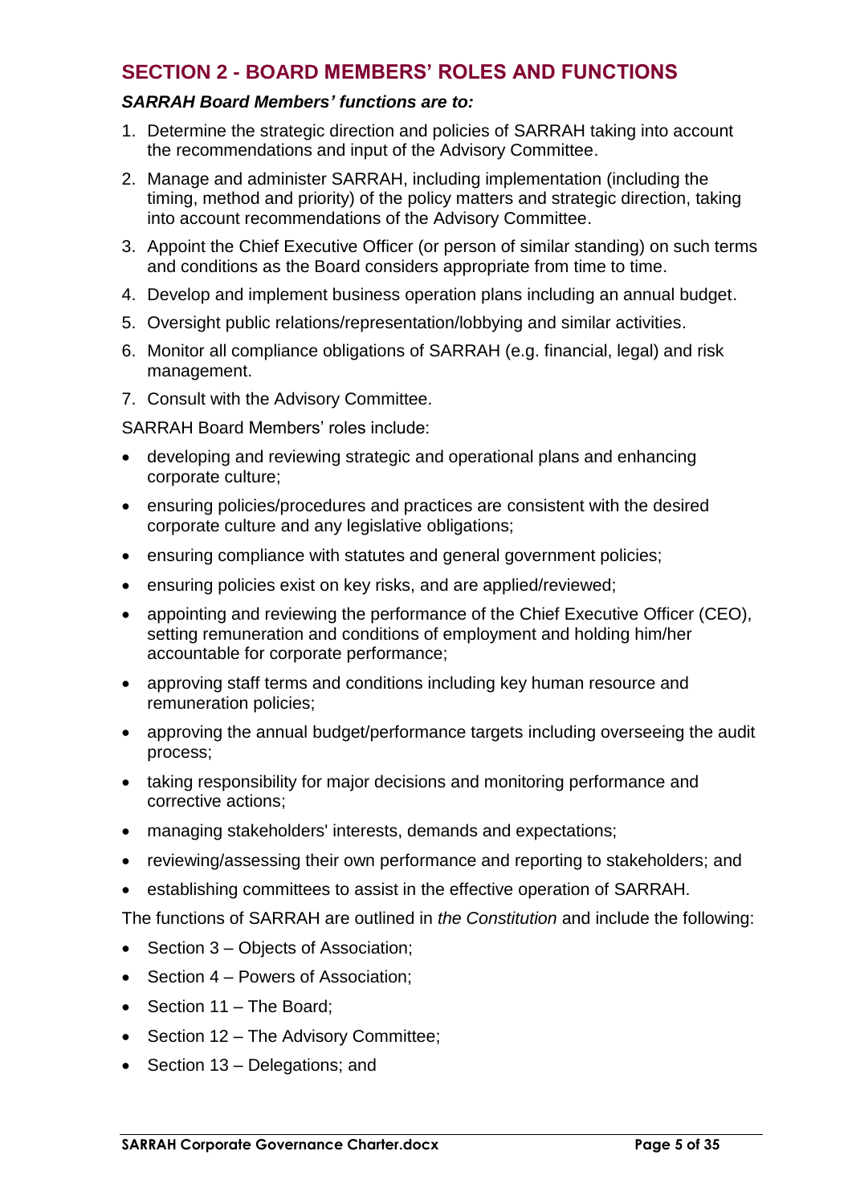## SECTION 2 - BOARD MEMBERS' ROLES AND FUNCTIONS

***SARRAH Board Members' functions are to:***

1. Determine the strategic direction and policies of SARRAH taking into account the recommendations and input of the Advisory Committee.
2. Manage and administer SARRAH, including implementation (including the timing, method and priority) of the policy matters and strategic direction, taking into account recommendations of the Advisory Committee.
3. Appoint the Chief Executive Officer (or person of similar standing) on such terms and conditions as the Board considers appropriate from time to time.
4. Develop and implement business operation plans including an annual budget.
5. Oversight public relations/representation/lobbying and similar activities.
6. Monitor all compliance obligations of SARRAH (e.g. financial, legal) and risk management.
7. Consult with the Advisory Committee.

SARRAH Board Members' roles include:

- developing and reviewing strategic and operational plans and enhancing corporate culture;
- ensuring policies/procedures and practices are consistent with the desired corporate culture and any legislative obligations;
- ensuring compliance with statutes and general government policies;
- ensuring policies exist on key risks, and are applied/reviewed;
- appointing and reviewing the performance of the Chief Executive Officer (CEO), setting remuneration and conditions of employment and holding him/her accountable for corporate performance;
- approving staff terms and conditions including key human resource and remuneration policies;
- approving the annual budget/performance targets including overseeing the audit process;
- taking responsibility for major decisions and monitoring performance and corrective actions;
- managing stakeholders' interests, demands and expectations;
- reviewing/assessing their own performance and reporting to stakeholders; and
- establishing committees to assist in the effective operation of SARRAH.

The functions of SARRAH are outlined in *the Constitution* and include the following:

- Section 3 – Objects of Association;
- Section 4 – Powers of Association;
- Section 11 – The Board;
- Section 12 – The Advisory Committee;
- Section 13 – Delegations; and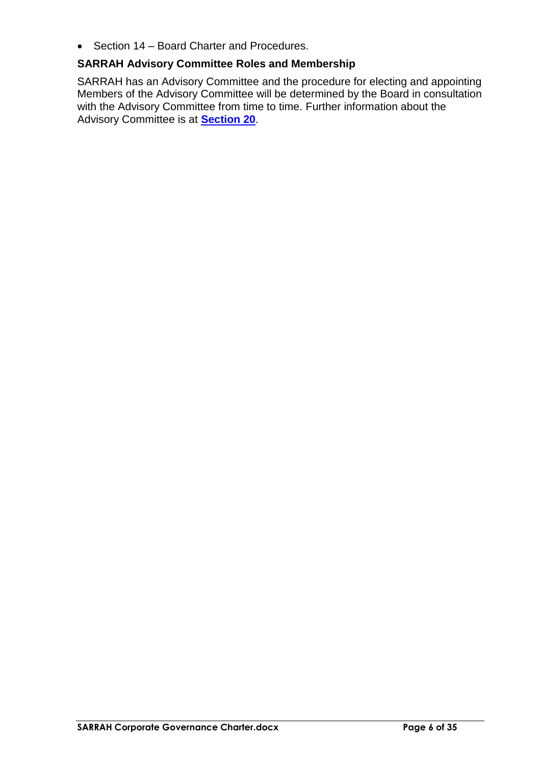- Section 14 – Board Charter and Procedures.

### SARRAH Advisory Committee Roles and Membership

SARRAH has an Advisory Committee and the procedure for electing and appointing Members of the Advisory Committee will be determined by the Board in consultation with the Advisory Committee from time to time. Further information about the Advisory Committee is at **Section 20**.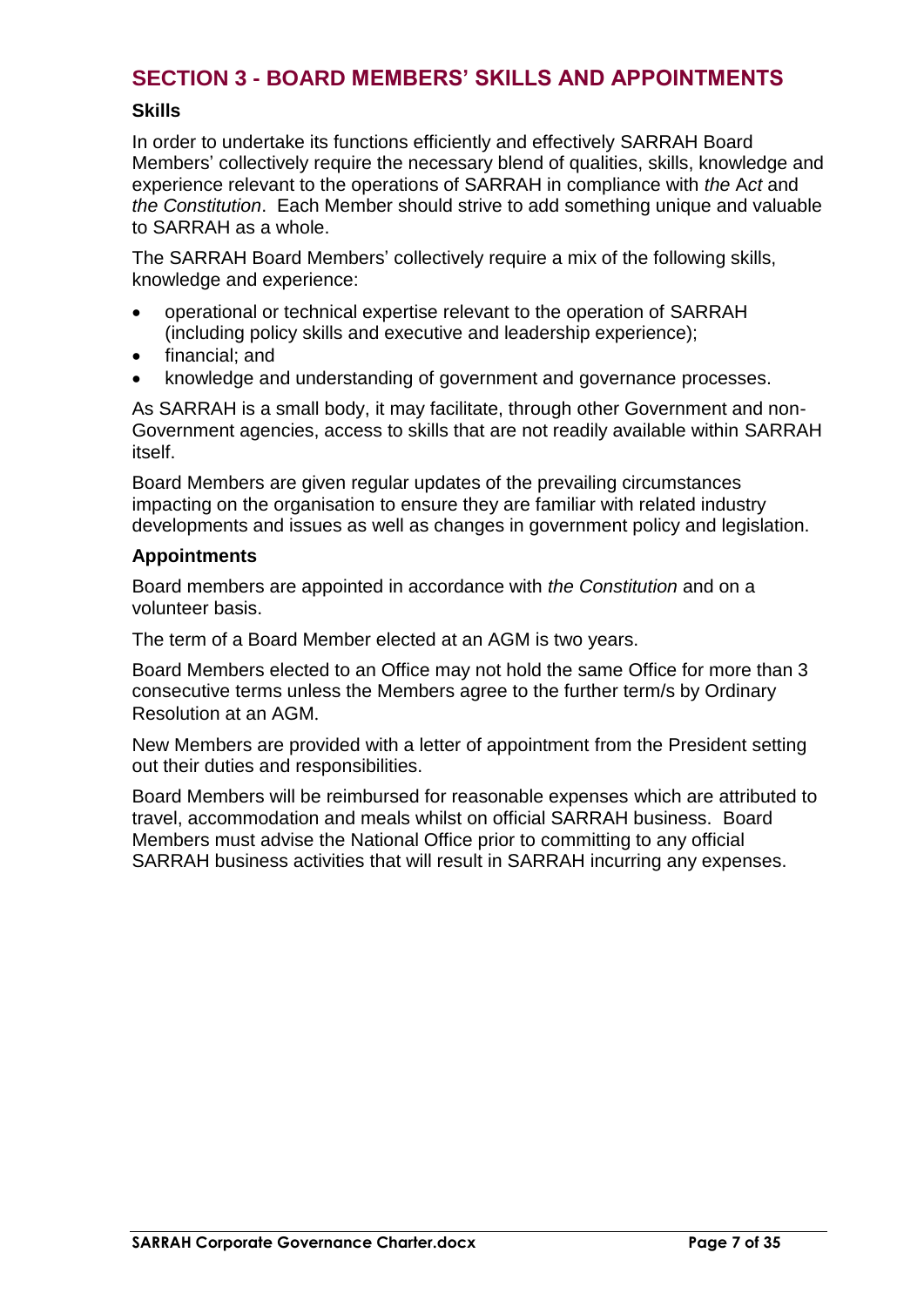## SECTION 3 - BOARD MEMBERS' SKILLS AND APPOINTMENTS

### Skills

In order to undertake its functions efficiently and effectively SARRAH Board Members' collectively require the necessary blend of qualities, skills, knowledge and experience relevant to the operations of SARRAH in compliance with *the Act* and *the Constitution*. Each Member should strive to add something unique and valuable to SARRAH as a whole.

The SARRAH Board Members' collectively require a mix of the following skills, knowledge and experience:

- operational or technical expertise relevant to the operation of SARRAH (including policy skills and executive and leadership experience);
- financial; and
- knowledge and understanding of government and governance processes.

As SARRAH is a small body, it may facilitate, through other Government and non-Government agencies, access to skills that are not readily available within SARRAH itself.

Board Members are given regular updates of the prevailing circumstances impacting on the organisation to ensure they are familiar with related industry developments and issues as well as changes in government policy and legislation.

### Appointments

Board members are appointed in accordance with *the Constitution* and on a volunteer basis.

The term of a Board Member elected at an AGM is two years.

Board Members elected to an Office may not hold the same Office for more than 3 consecutive terms unless the Members agree to the further term/s by Ordinary Resolution at an AGM.

New Members are provided with a letter of appointment from the President setting out their duties and responsibilities.

Board Members will be reimbursed for reasonable expenses which are attributed to travel, accommodation and meals whilst on official SARRAH business. Board Members must advise the National Office prior to committing to any official SARRAH business activities that will result in SARRAH incurring any expenses.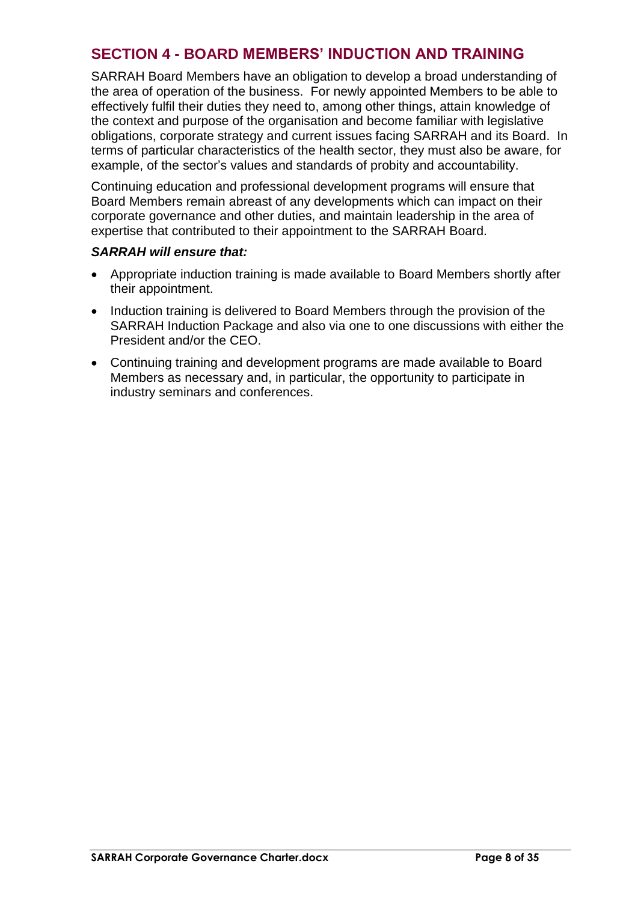## SECTION 4 - BOARD MEMBERS' INDUCTION AND TRAINING

SARRAH Board Members have an obligation to develop a broad understanding of the area of operation of the business. For newly appointed Members to be able to effectively fulfil their duties they need to, among other things, attain knowledge of the context and purpose of the organisation and become familiar with legislative obligations, corporate strategy and current issues facing SARRAH and its Board. In terms of particular characteristics of the health sector, they must also be aware, for example, of the sector's values and standards of probity and accountability.

Continuing education and professional development programs will ensure that Board Members remain abreast of any developments which can impact on their corporate governance and other duties, and maintain leadership in the area of expertise that contributed to their appointment to the SARRAH Board.

***SARRAH will ensure that:***

- Appropriate induction training is made available to Board Members shortly after their appointment.
- Induction training is delivered to Board Members through the provision of the SARRAH Induction Package and also via one to one discussions with either the President and/or the CEO.
- Continuing training and development programs are made available to Board Members as necessary and, in particular, the opportunity to participate in industry seminars and conferences.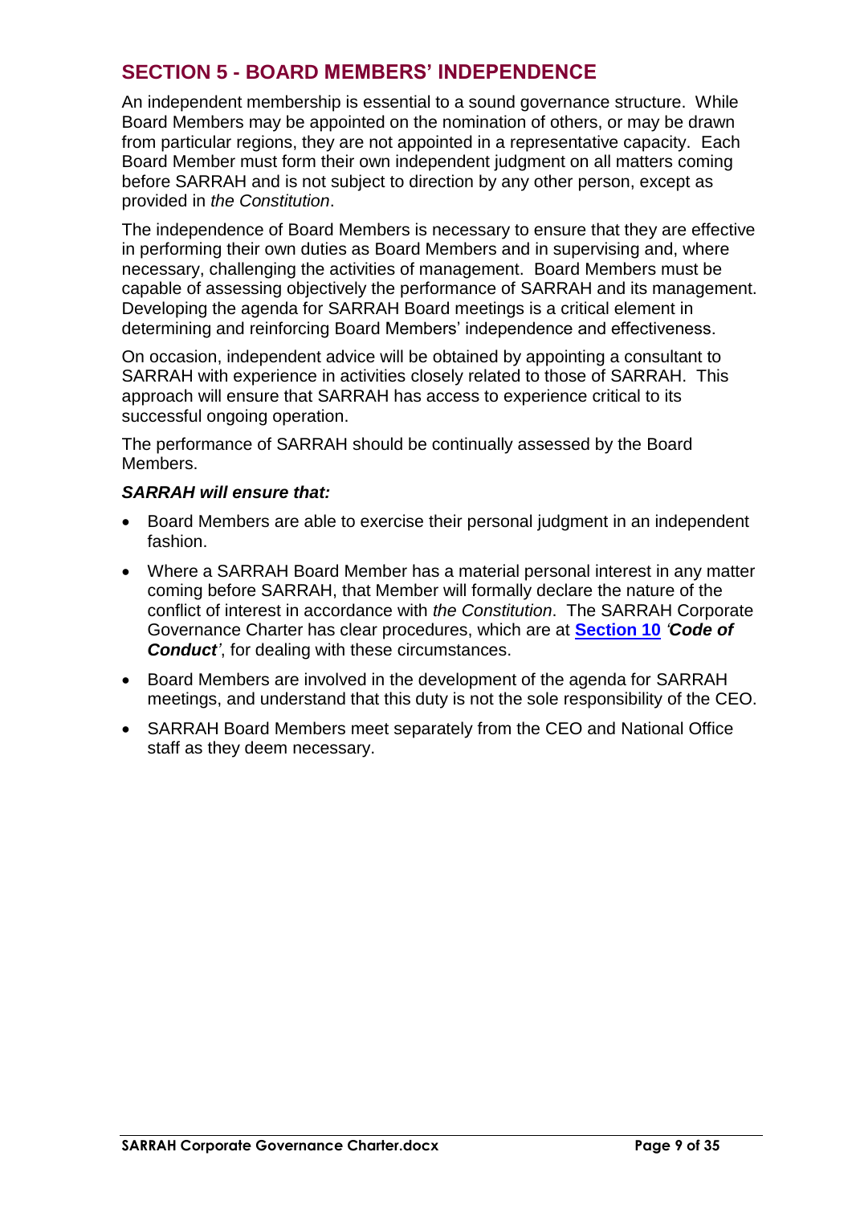## SECTION 5 - BOARD MEMBERS' INDEPENDENCE

An independent membership is essential to a sound governance structure. While Board Members may be appointed on the nomination of others, or may be drawn from particular regions, they are not appointed in a representative capacity. Each Board Member must form their own independent judgment on all matters coming before SARRAH and is not subject to direction by any other person, except as provided in *the Constitution*.

The independence of Board Members is necessary to ensure that they are effective in performing their own duties as Board Members and in supervising and, where necessary, challenging the activities of management. Board Members must be capable of assessing objectively the performance of SARRAH and its management. Developing the agenda for SARRAH Board meetings is a critical element in determining and reinforcing Board Members' independence and effectiveness.

On occasion, independent advice will be obtained by appointing a consultant to SARRAH with experience in activities closely related to those of SARRAH. This approach will ensure that SARRAH has access to experience critical to its successful ongoing operation.

The performance of SARRAH should be continually assessed by the Board Members.

***SARRAH will ensure that:***

- Board Members are able to exercise their personal judgment in an independent fashion.
- Where a SARRAH Board Member has a material personal interest in any matter coming before SARRAH, that Member will formally declare the nature of the conflict of interest in accordance with *the Constitution*. The SARRAH Corporate Governance Charter has clear procedures, which are at **Section 10** *'**Code of Conduct**'*, for dealing with these circumstances.
- Board Members are involved in the development of the agenda for SARRAH meetings, and understand that this duty is not the sole responsibility of the CEO.
- SARRAH Board Members meet separately from the CEO and National Office staff as they deem necessary.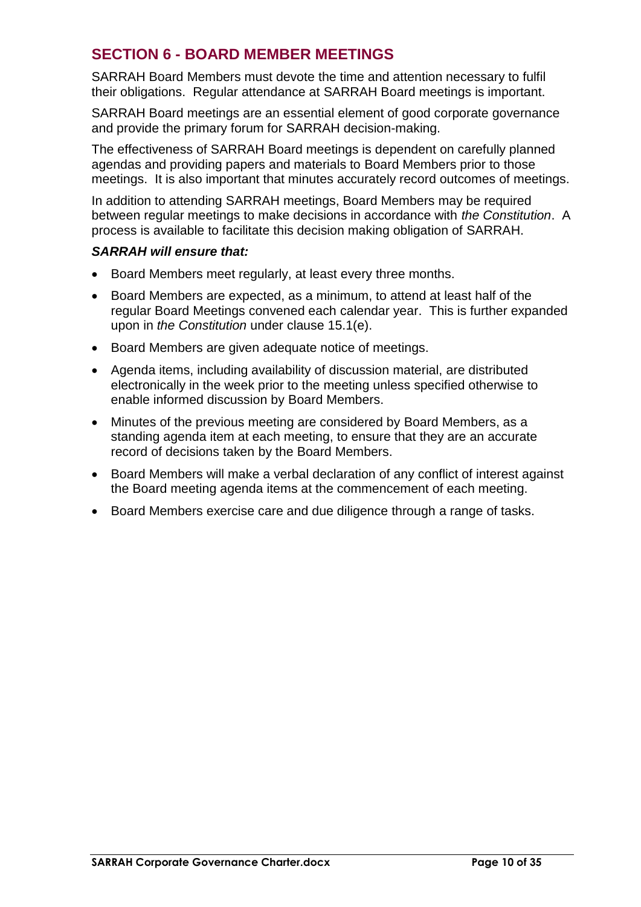## SECTION 6 - BOARD MEMBER MEETINGS

SARRAH Board Members must devote the time and attention necessary to fulfil their obligations. Regular attendance at SARRAH Board meetings is important.

SARRAH Board meetings are an essential element of good corporate governance and provide the primary forum for SARRAH decision-making.

The effectiveness of SARRAH Board meetings is dependent on carefully planned agendas and providing papers and materials to Board Members prior to those meetings. It is also important that minutes accurately record outcomes of meetings.

In addition to attending SARRAH meetings, Board Members may be required between regular meetings to make decisions in accordance with *the Constitution*. A process is available to facilitate this decision making obligation of SARRAH.

***SARRAH will ensure that:***

- Board Members meet regularly, at least every three months.
- Board Members are expected, as a minimum, to attend at least half of the regular Board Meetings convened each calendar year. This is further expanded upon in *the Constitution* under clause 15.1(e).
- Board Members are given adequate notice of meetings.
- Agenda items, including availability of discussion material, are distributed electronically in the week prior to the meeting unless specified otherwise to enable informed discussion by Board Members.
- Minutes of the previous meeting are considered by Board Members, as a standing agenda item at each meeting, to ensure that they are an accurate record of decisions taken by the Board Members.
- Board Members will make a verbal declaration of any conflict of interest against the Board meeting agenda items at the commencement of each meeting.
- Board Members exercise care and due diligence through a range of tasks.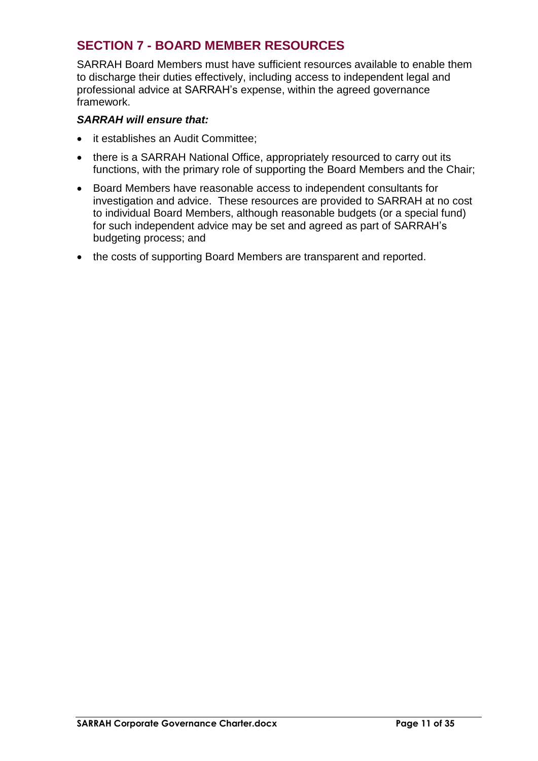## SECTION 7 - BOARD MEMBER RESOURCES

SARRAH Board Members must have sufficient resources available to enable them to discharge their duties effectively, including access to independent legal and professional advice at SARRAH's expense, within the agreed governance framework.

***SARRAH will ensure that:***

- it establishes an Audit Committee;
- there is a SARRAH National Office, appropriately resourced to carry out its functions, with the primary role of supporting the Board Members and the Chair;
- Board Members have reasonable access to independent consultants for investigation and advice. These resources are provided to SARRAH at no cost to individual Board Members, although reasonable budgets (or a special fund) for such independent advice may be set and agreed as part of SARRAH's budgeting process; and
- the costs of supporting Board Members are transparent and reported.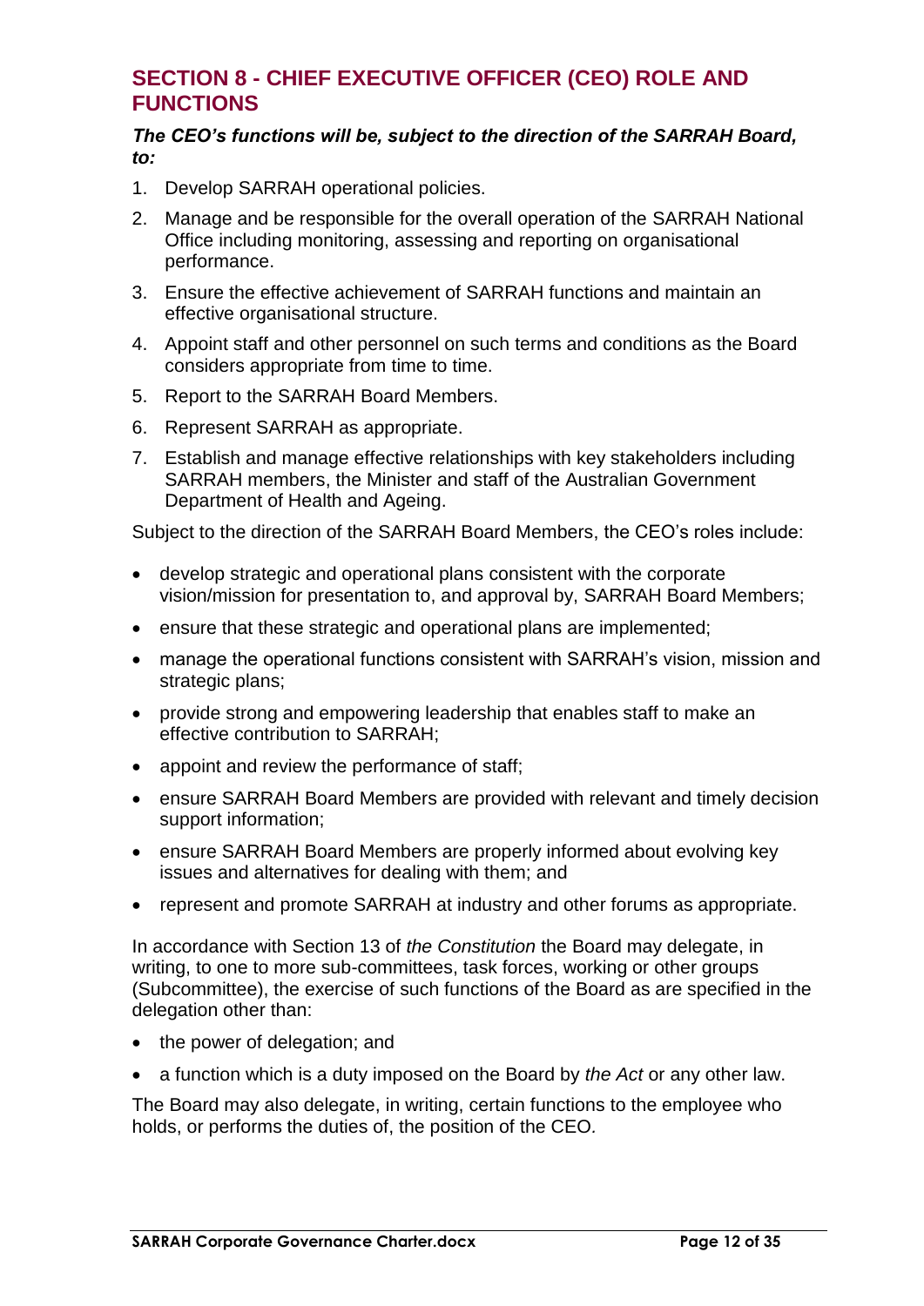## SECTION 8 - CHIEF EXECUTIVE OFFICER (CEO) ROLE AND FUNCTIONS

***The CEO's functions will be, subject to the direction of the SARRAH Board, to:***

1. Develop SARRAH operational policies.
2. Manage and be responsible for the overall operation of the SARRAH National Office including monitoring, assessing and reporting on organisational performance.
3. Ensure the effective achievement of SARRAH functions and maintain an effective organisational structure.
4. Appoint staff and other personnel on such terms and conditions as the Board considers appropriate from time to time.
5. Report to the SARRAH Board Members.
6. Represent SARRAH as appropriate.
7. Establish and manage effective relationships with key stakeholders including SARRAH members, the Minister and staff of the Australian Government Department of Health and Ageing.

Subject to the direction of the SARRAH Board Members, the CEO's roles include:

- develop strategic and operational plans consistent with the corporate vision/mission for presentation to, and approval by, SARRAH Board Members;
- ensure that these strategic and operational plans are implemented;
- manage the operational functions consistent with SARRAH's vision, mission and strategic plans;
- provide strong and empowering leadership that enables staff to make an effective contribution to SARRAH;
- appoint and review the performance of staff;
- ensure SARRAH Board Members are provided with relevant and timely decision support information;
- ensure SARRAH Board Members are properly informed about evolving key issues and alternatives for dealing with them; and
- represent and promote SARRAH at industry and other forums as appropriate.

In accordance with Section 13 of *the Constitution* the Board may delegate, in writing, to one to more sub-committees, task forces, working or other groups (Subcommittee), the exercise of such functions of the Board as are specified in the delegation other than:

- the power of delegation; and
- a function which is a duty imposed on the Board by *the Act* or any other law.

The Board may also delegate, in writing, certain functions to the employee who holds, or performs the duties of, the position of the CEO.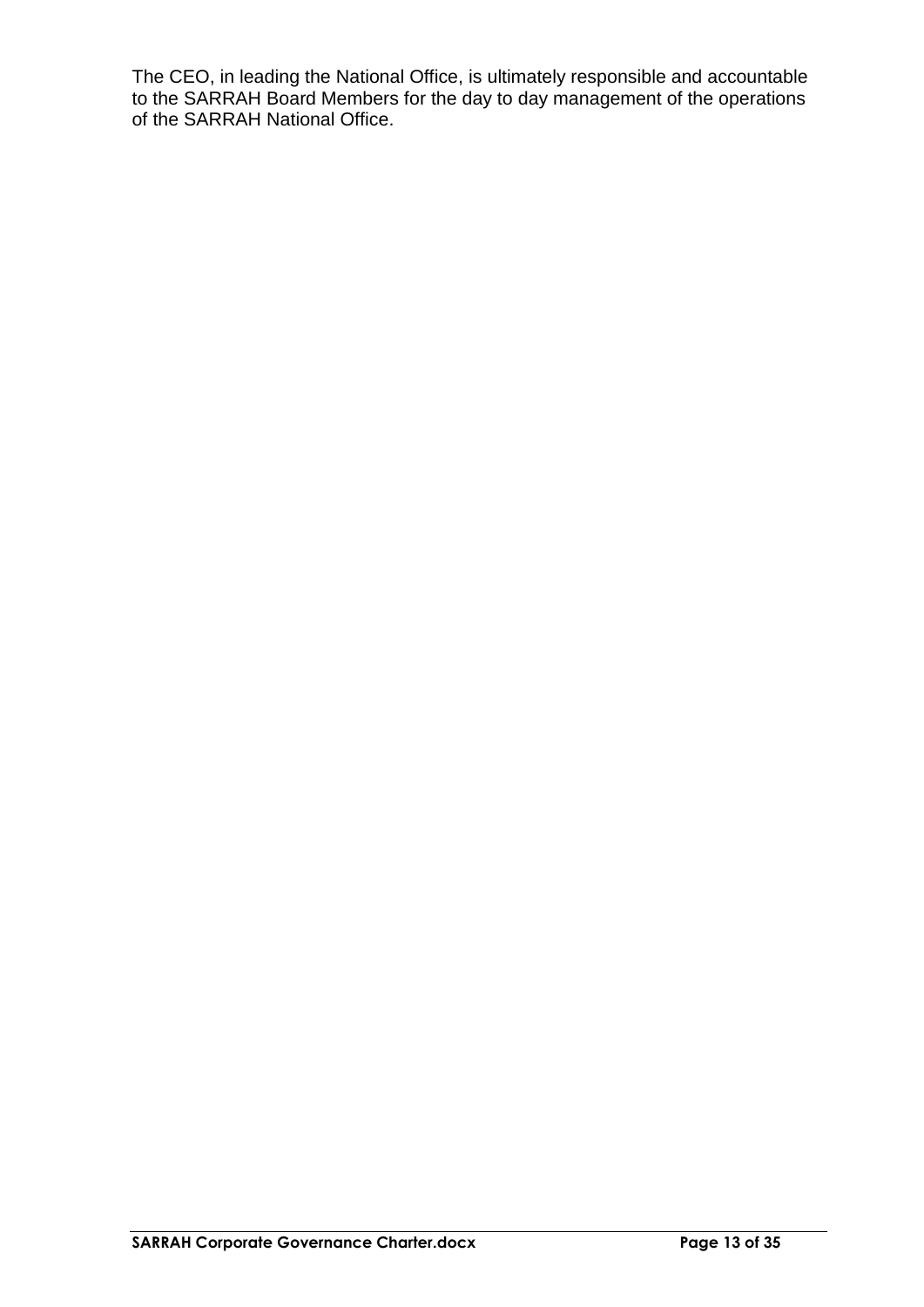The CEO, in leading the National Office, is ultimately responsible and accountable to the SARRAH Board Members for the day to day management of the operations of the SARRAH National Office.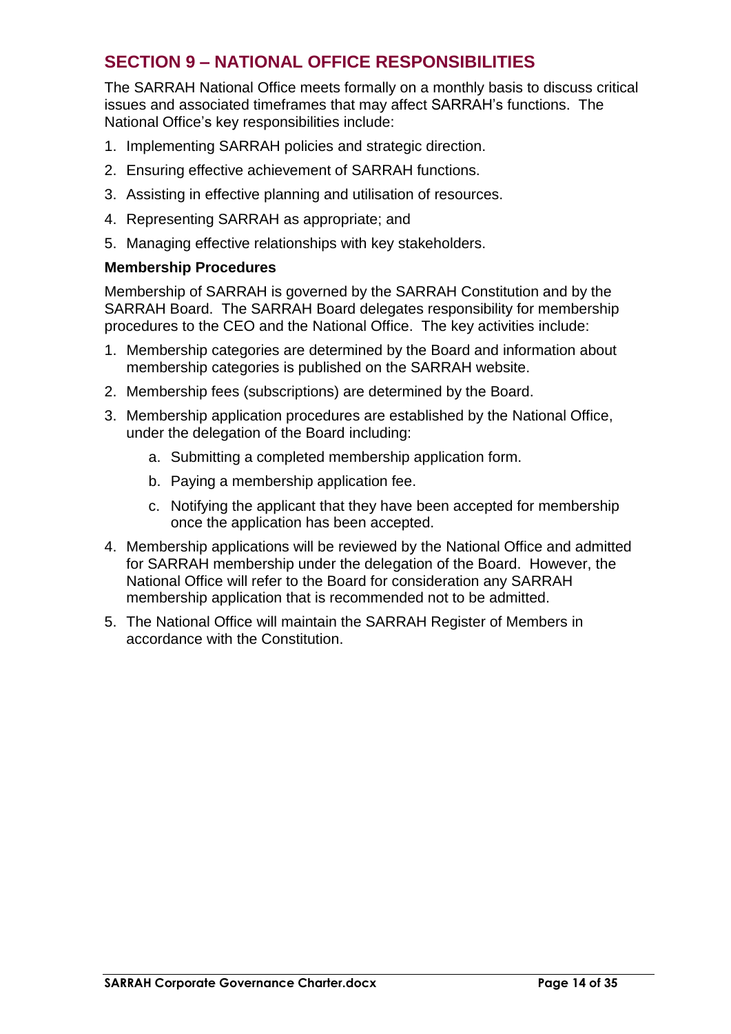## SECTION 9 – NATIONAL OFFICE RESPONSIBILITIES

The SARRAH National Office meets formally on a monthly basis to discuss critical issues and associated timeframes that may affect SARRAH's functions. The National Office's key responsibilities include:

1. Implementing SARRAH policies and strategic direction.
2. Ensuring effective achievement of SARRAH functions.
3. Assisting in effective planning and utilisation of resources.
4. Representing SARRAH as appropriate; and
5. Managing effective relationships with key stakeholders.

### Membership Procedures

Membership of SARRAH is governed by the SARRAH Constitution and by the SARRAH Board. The SARRAH Board delegates responsibility for membership procedures to the CEO and the National Office. The key activities include:

1. Membership categories are determined by the Board and information about membership categories is published on the SARRAH website.
2. Membership fees (subscriptions) are determined by the Board.
3. Membership application procedures are established by the National Office, under the delegation of the Board including:
   a. Submitting a completed membership application form.
   b. Paying a membership application fee.
   c. Notifying the applicant that they have been accepted for membership once the application has been accepted.
4. Membership applications will be reviewed by the National Office and admitted for SARRAH membership under the delegation of the Board. However, the National Office will refer to the Board for consideration any SARRAH membership application that is recommended not to be admitted.
5. The National Office will maintain the SARRAH Register of Members in accordance with the Constitution.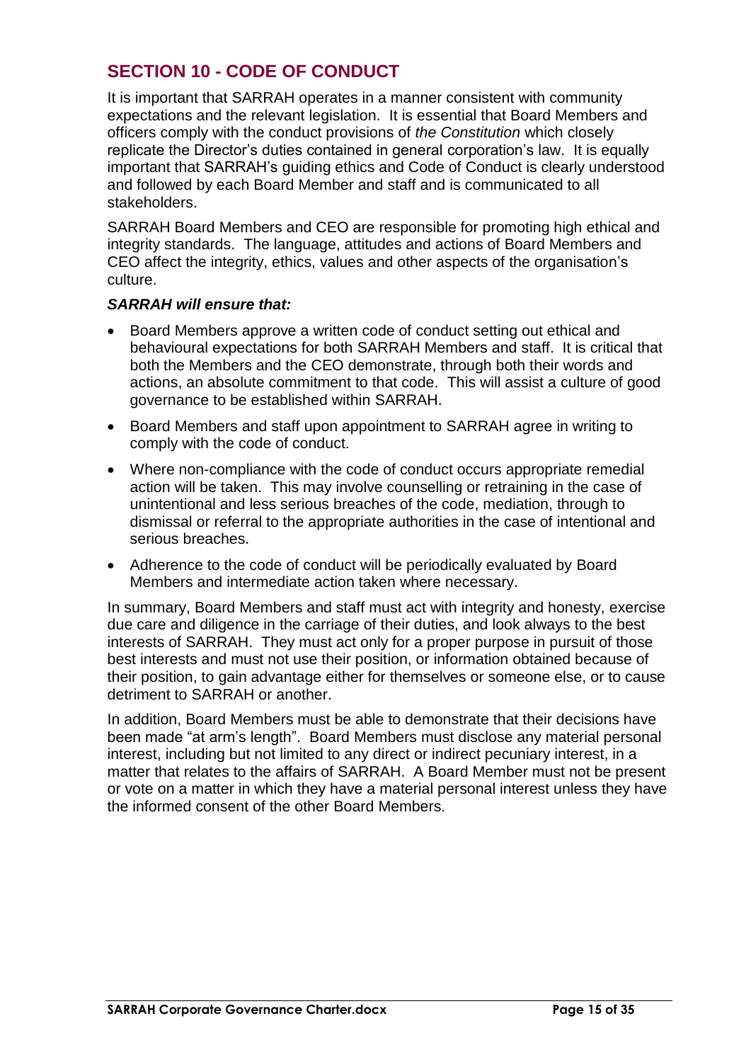## SECTION 10 - CODE OF CONDUCT

It is important that SARRAH operates in a manner consistent with community expectations and the relevant legislation. It is essential that Board Members and officers comply with the conduct provisions of *the Constitution* which closely replicate the Director's duties contained in general corporation's law. It is equally important that SARRAH's guiding ethics and Code of Conduct is clearly understood and followed by each Board Member and staff and is communicated to all stakeholders.

SARRAH Board Members and CEO are responsible for promoting high ethical and integrity standards. The language, attitudes and actions of Board Members and CEO affect the integrity, ethics, values and other aspects of the organisation's culture.

***SARRAH will ensure that:***

- Board Members approve a written code of conduct setting out ethical and behavioural expectations for both SARRAH Members and staff. It is critical that both the Members and the CEO demonstrate, through both their words and actions, an absolute commitment to that code. This will assist a culture of good governance to be established within SARRAH.
- Board Members and staff upon appointment to SARRAH agree in writing to comply with the code of conduct.
- Where non-compliance with the code of conduct occurs appropriate remedial action will be taken. This may involve counselling or retraining in the case of unintentional and less serious breaches of the code, mediation, through to dismissal or referral to the appropriate authorities in the case of intentional and serious breaches.
- Adherence to the code of conduct will be periodically evaluated by Board Members and intermediate action taken where necessary.

In summary, Board Members and staff must act with integrity and honesty, exercise due care and diligence in the carriage of their duties, and look always to the best interests of SARRAH. They must act only for a proper purpose in pursuit of those best interests and must not use their position, or information obtained because of their position, to gain advantage either for themselves or someone else, or to cause detriment to SARRAH or another.

In addition, Board Members must be able to demonstrate that their decisions have been made "at arm's length". Board Members must disclose any material personal interest, including but not limited to any direct or indirect pecuniary interest, in a matter that relates to the affairs of SARRAH. A Board Member must not be present or vote on a matter in which they have a material personal interest unless they have the informed consent of the other Board Members.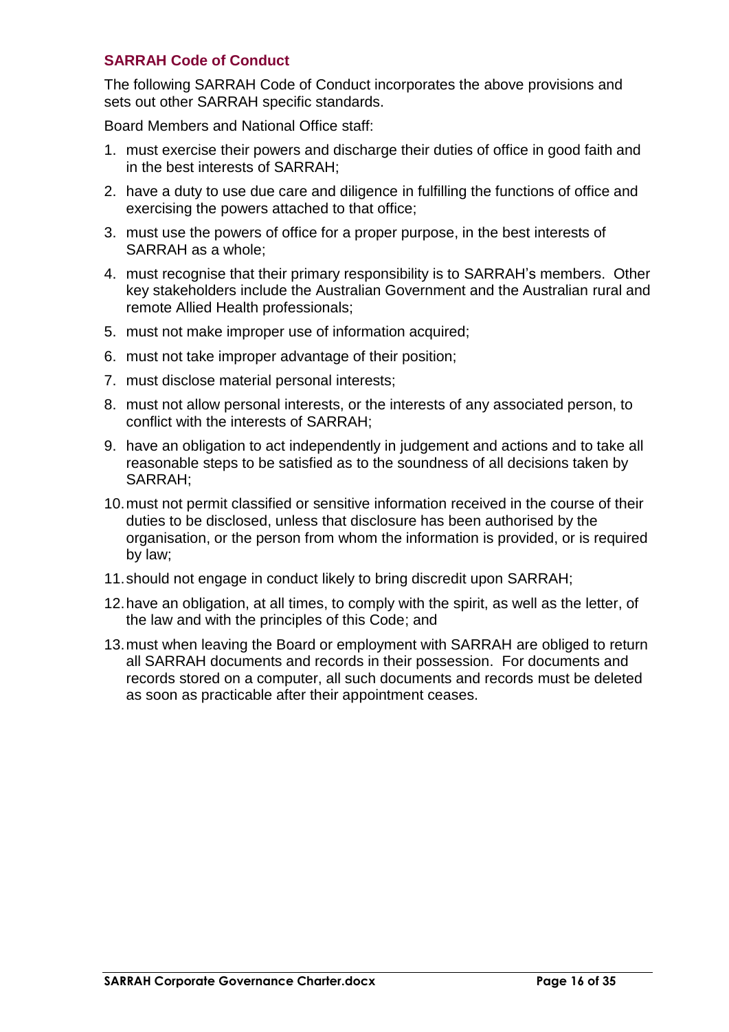## SARRAH Code of Conduct

The following SARRAH Code of Conduct incorporates the above provisions and sets out other SARRAH specific standards.

Board Members and National Office staff:

1. must exercise their powers and discharge their duties of office in good faith and in the best interests of SARRAH;
2. have a duty to use due care and diligence in fulfilling the functions of office and exercising the powers attached to that office;
3. must use the powers of office for a proper purpose, in the best interests of SARRAH as a whole;
4. must recognise that their primary responsibility is to SARRAH's members. Other key stakeholders include the Australian Government and the Australian rural and remote Allied Health professionals;
5. must not make improper use of information acquired;
6. must not take improper advantage of their position;
7. must disclose material personal interests;
8. must not allow personal interests, or the interests of any associated person, to conflict with the interests of SARRAH;
9. have an obligation to act independently in judgement and actions and to take all reasonable steps to be satisfied as to the soundness of all decisions taken by SARRAH;
10. must not permit classified or sensitive information received in the course of their duties to be disclosed, unless that disclosure has been authorised by the organisation, or the person from whom the information is provided, or is required by law;
11. should not engage in conduct likely to bring discredit upon SARRAH;
12. have an obligation, at all times, to comply with the spirit, as well as the letter, of the law and with the principles of this Code; and
13. must when leaving the Board or employment with SARRAH are obliged to return all SARRAH documents and records in their possession. For documents and records stored on a computer, all such documents and records must be deleted as soon as practicable after their appointment ceases.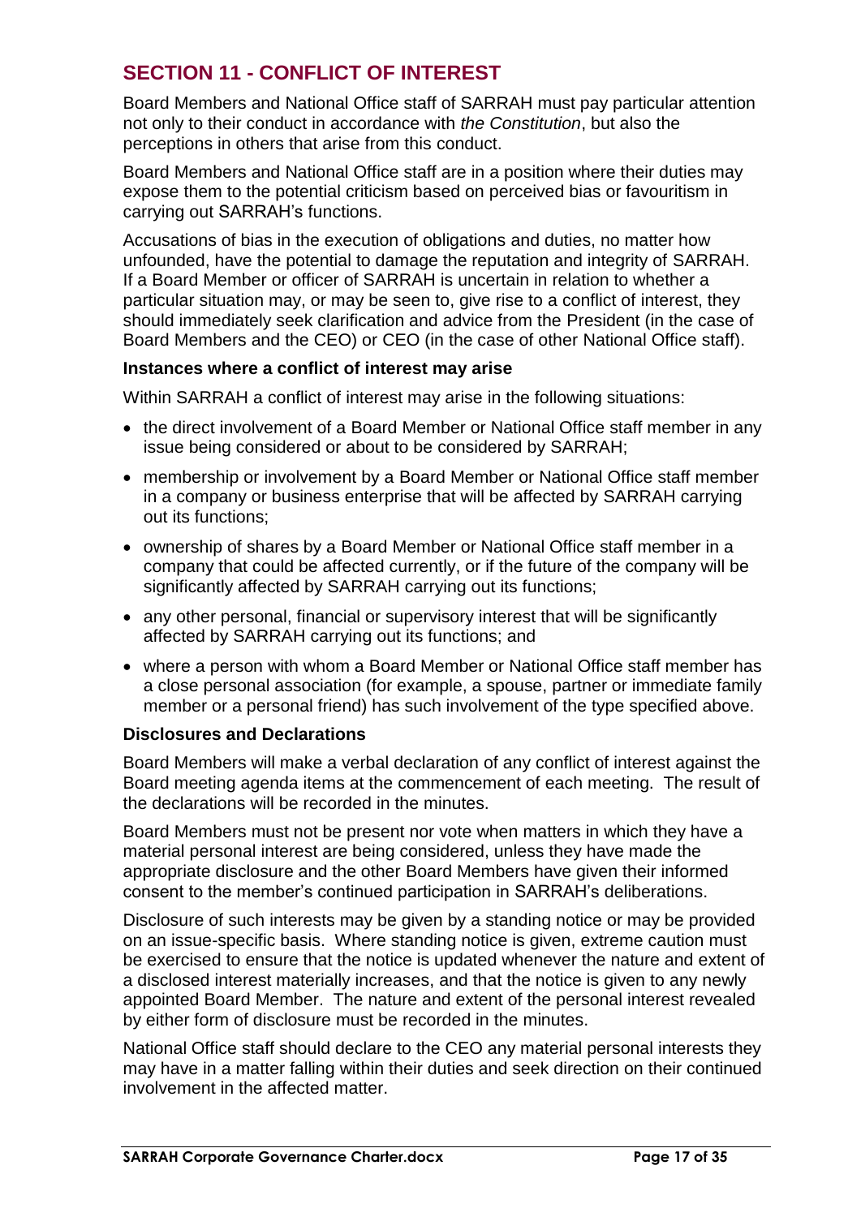## SECTION 11 - CONFLICT OF INTEREST

Board Members and National Office staff of SARRAH must pay particular attention not only to their conduct in accordance with *the Constitution*, but also the perceptions in others that arise from this conduct.

Board Members and National Office staff are in a position where their duties may expose them to the potential criticism based on perceived bias or favouritism in carrying out SARRAH's functions.

Accusations of bias in the execution of obligations and duties, no matter how unfounded, have the potential to damage the reputation and integrity of SARRAH. If a Board Member or officer of SARRAH is uncertain in relation to whether a particular situation may, or may be seen to, give rise to a conflict of interest, they should immediately seek clarification and advice from the President (in the case of Board Members and the CEO) or CEO (in the case of other National Office staff).

**Instances where a conflict of interest may arise**

Within SARRAH a conflict of interest may arise in the following situations:

- the direct involvement of a Board Member or National Office staff member in any issue being considered or about to be considered by SARRAH;
- membership or involvement by a Board Member or National Office staff member in a company or business enterprise that will be affected by SARRAH carrying out its functions;
- ownership of shares by a Board Member or National Office staff member in a company that could be affected currently, or if the future of the company will be significantly affected by SARRAH carrying out its functions;
- any other personal, financial or supervisory interest that will be significantly affected by SARRAH carrying out its functions; and
- where a person with whom a Board Member or National Office staff member has a close personal association (for example, a spouse, partner or immediate family member or a personal friend) has such involvement of the type specified above.

**Disclosures and Declarations**

Board Members will make a verbal declaration of any conflict of interest against the Board meeting agenda items at the commencement of each meeting. The result of the declarations will be recorded in the minutes.

Board Members must not be present nor vote when matters in which they have a material personal interest are being considered, unless they have made the appropriate disclosure and the other Board Members have given their informed consent to the member's continued participation in SARRAH's deliberations.

Disclosure of such interests may be given by a standing notice or may be provided on an issue-specific basis. Where standing notice is given, extreme caution must be exercised to ensure that the notice is updated whenever the nature and extent of a disclosed interest materially increases, and that the notice is given to any newly appointed Board Member. The nature and extent of the personal interest revealed by either form of disclosure must be recorded in the minutes.

National Office staff should declare to the CEO any material personal interests they may have in a matter falling within their duties and seek direction on their continued involvement in the affected matter.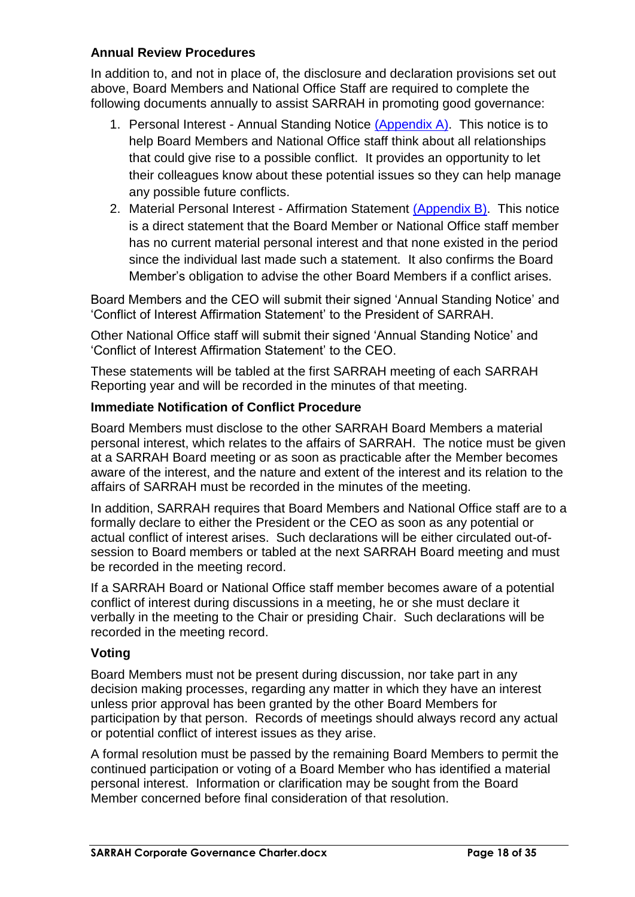### Annual Review Procedures

In addition to, and not in place of, the disclosure and declaration provisions set out above, Board Members and National Office Staff are required to complete the following documents annually to assist SARRAH in promoting good governance:

1. Personal Interest - Annual Standing Notice (Appendix A). This notice is to help Board Members and National Office staff think about all relationships that could give rise to a possible conflict. It provides an opportunity to let their colleagues know about these potential issues so they can help manage any possible future conflicts.
2. Material Personal Interest - Affirmation Statement (Appendix B). This notice is a direct statement that the Board Member or National Office staff member has no current material personal interest and that none existed in the period since the individual last made such a statement. It also confirms the Board Member's obligation to advise the other Board Members if a conflict arises.

Board Members and the CEO will submit their signed 'Annual Standing Notice' and 'Conflict of Interest Affirmation Statement' to the President of SARRAH.

Other National Office staff will submit their signed 'Annual Standing Notice' and 'Conflict of Interest Affirmation Statement' to the CEO.

These statements will be tabled at the first SARRAH meeting of each SARRAH Reporting year and will be recorded in the minutes of that meeting.

### Immediate Notification of Conflict Procedure

Board Members must disclose to the other SARRAH Board Members a material personal interest, which relates to the affairs of SARRAH. The notice must be given at a SARRAH Board meeting or as soon as practicable after the Member becomes aware of the interest, and the nature and extent of the interest and its relation to the affairs of SARRAH must be recorded in the minutes of the meeting.

In addition, SARRAH requires that Board Members and National Office staff are to a formally declare to either the President or the CEO as soon as any potential or actual conflict of interest arises. Such declarations will be either circulated out-of-session to Board members or tabled at the next SARRAH Board meeting and must be recorded in the meeting record.

If a SARRAH Board or National Office staff member becomes aware of a potential conflict of interest during discussions in a meeting, he or she must declare it verbally in the meeting to the Chair or presiding Chair. Such declarations will be recorded in the meeting record.

### Voting

Board Members must not be present during discussion, nor take part in any decision making processes, regarding any matter in which they have an interest unless prior approval has been granted by the other Board Members for participation by that person. Records of meetings should always record any actual or potential conflict of interest issues as they arise.

A formal resolution must be passed by the remaining Board Members to permit the continued participation or voting of a Board Member who has identified a material personal interest. Information or clarification may be sought from the Board Member concerned before final consideration of that resolution.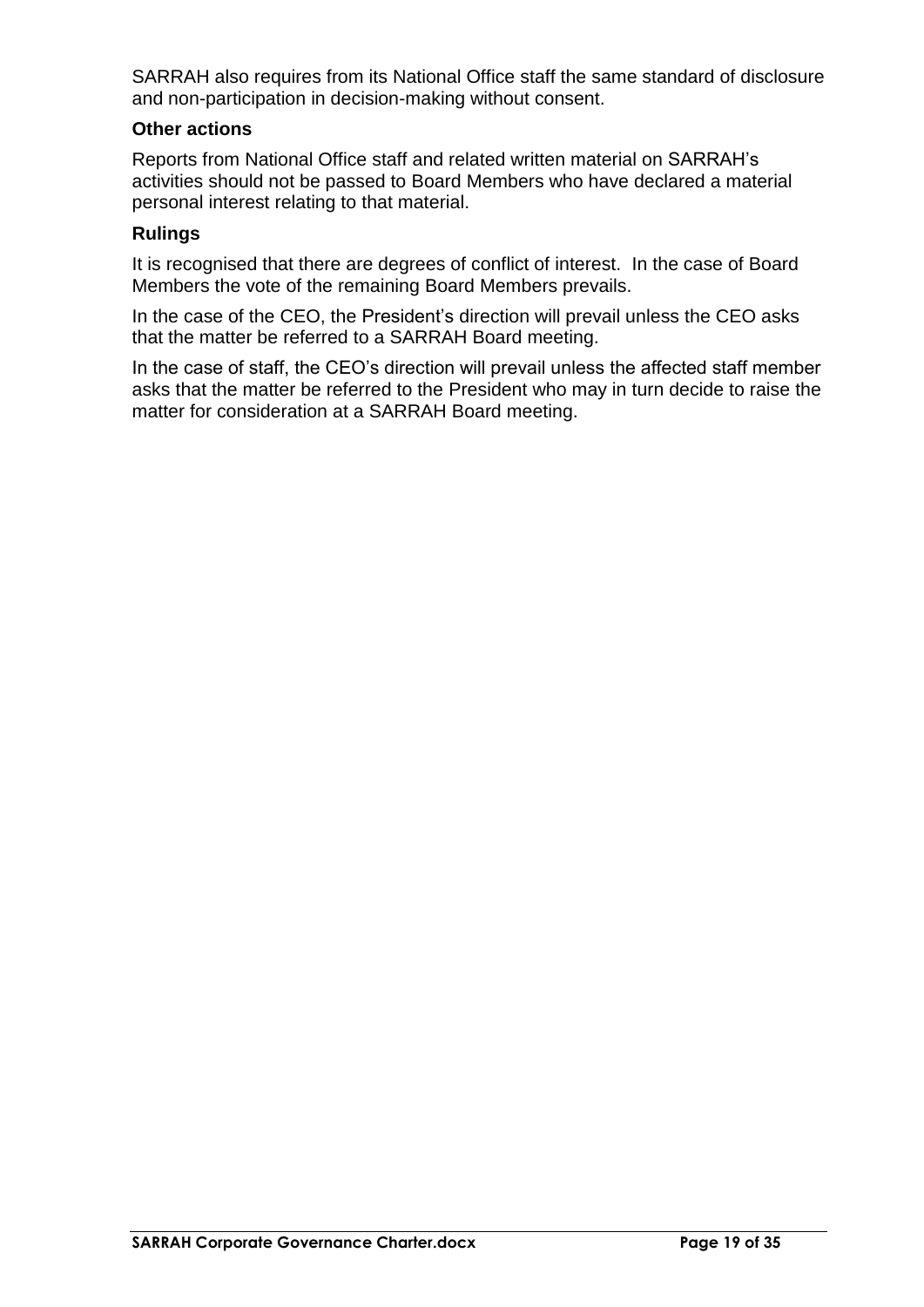SARRAH also requires from its National Office staff the same standard of disclosure and non-participation in decision-making without consent.

### Other actions

Reports from National Office staff and related written material on SARRAH's activities should not be passed to Board Members who have declared a material personal interest relating to that material.

### Rulings

It is recognised that there are degrees of conflict of interest. In the case of Board Members the vote of the remaining Board Members prevails.

In the case of the CEO, the President's direction will prevail unless the CEO asks that the matter be referred to a SARRAH Board meeting.

In the case of staff, the CEO's direction will prevail unless the affected staff member asks that the matter be referred to the President who may in turn decide to raise the matter for consideration at a SARRAH Board meeting.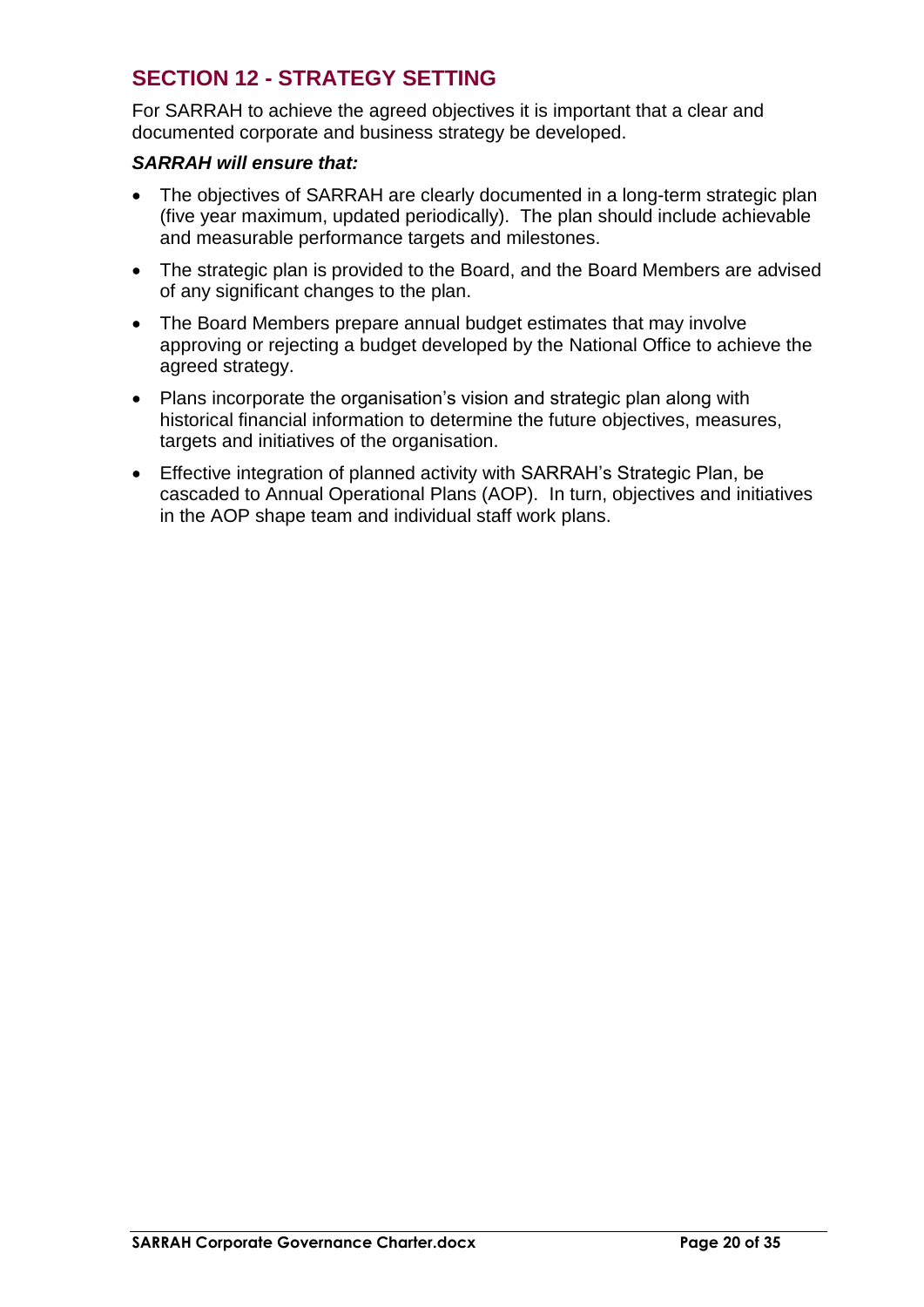## SECTION 12 - STRATEGY SETTING

For SARRAH to achieve the agreed objectives it is important that a clear and documented corporate and business strategy be developed.

***SARRAH will ensure that:***

- The objectives of SARRAH are clearly documented in a long-term strategic plan (five year maximum, updated periodically). The plan should include achievable and measurable performance targets and milestones.
- The strategic plan is provided to the Board, and the Board Members are advised of any significant changes to the plan.
- The Board Members prepare annual budget estimates that may involve approving or rejecting a budget developed by the National Office to achieve the agreed strategy.
- Plans incorporate the organisation's vision and strategic plan along with historical financial information to determine the future objectives, measures, targets and initiatives of the organisation.
- Effective integration of planned activity with SARRAH's Strategic Plan, be cascaded to Annual Operational Plans (AOP). In turn, objectives and initiatives in the AOP shape team and individual staff work plans.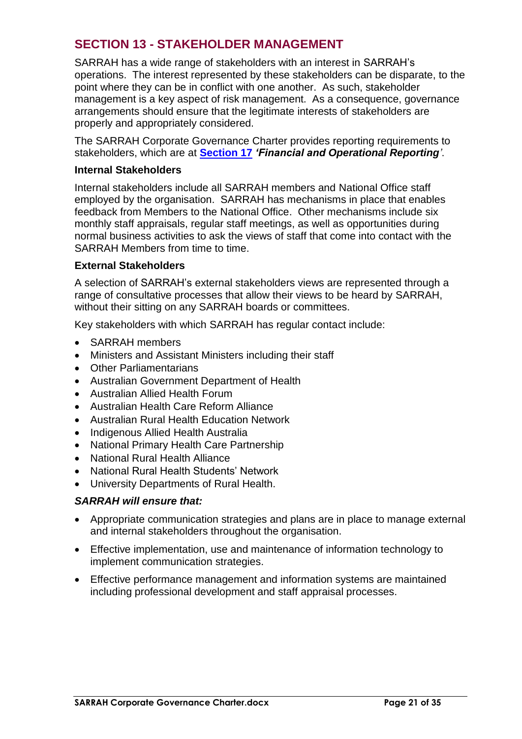## SECTION 13 - STAKEHOLDER MANAGEMENT

SARRAH has a wide range of stakeholders with an interest in SARRAH's operations. The interest represented by these stakeholders can be disparate, to the point where they can be in conflict with one another. As such, stakeholder management is a key aspect of risk management. As a consequence, governance arrangements should ensure that the legitimate interests of stakeholders are properly and appropriately considered.

The SARRAH Corporate Governance Charter provides reporting requirements to stakeholders, which are at **Section 17** ***'Financial and Operational Reporting'***.

### Internal Stakeholders

Internal stakeholders include all SARRAH members and National Office staff employed by the organisation. SARRAH has mechanisms in place that enables feedback from Members to the National Office. Other mechanisms include six monthly staff appraisals, regular staff meetings, as well as opportunities during normal business activities to ask the views of staff that come into contact with the SARRAH Members from time to time.

### External Stakeholders

A selection of SARRAH's external stakeholders views are represented through a range of consultative processes that allow their views to be heard by SARRAH, without their sitting on any SARRAH boards or committees.

Key stakeholders with which SARRAH has regular contact include:

- SARRAH members
- Ministers and Assistant Ministers including their staff
- Other Parliamentarians
- Australian Government Department of Health
- Australian Allied Health Forum
- Australian Health Care Reform Alliance
- Australian Rural Health Education Network
- Indigenous Allied Health Australia
- National Primary Health Care Partnership
- National Rural Health Alliance
- National Rural Health Students' Network
- University Departments of Rural Health.

***SARRAH will ensure that:***

- Appropriate communication strategies and plans are in place to manage external and internal stakeholders throughout the organisation.
- Effective implementation, use and maintenance of information technology to implement communication strategies.
- Effective performance management and information systems are maintained including professional development and staff appraisal processes.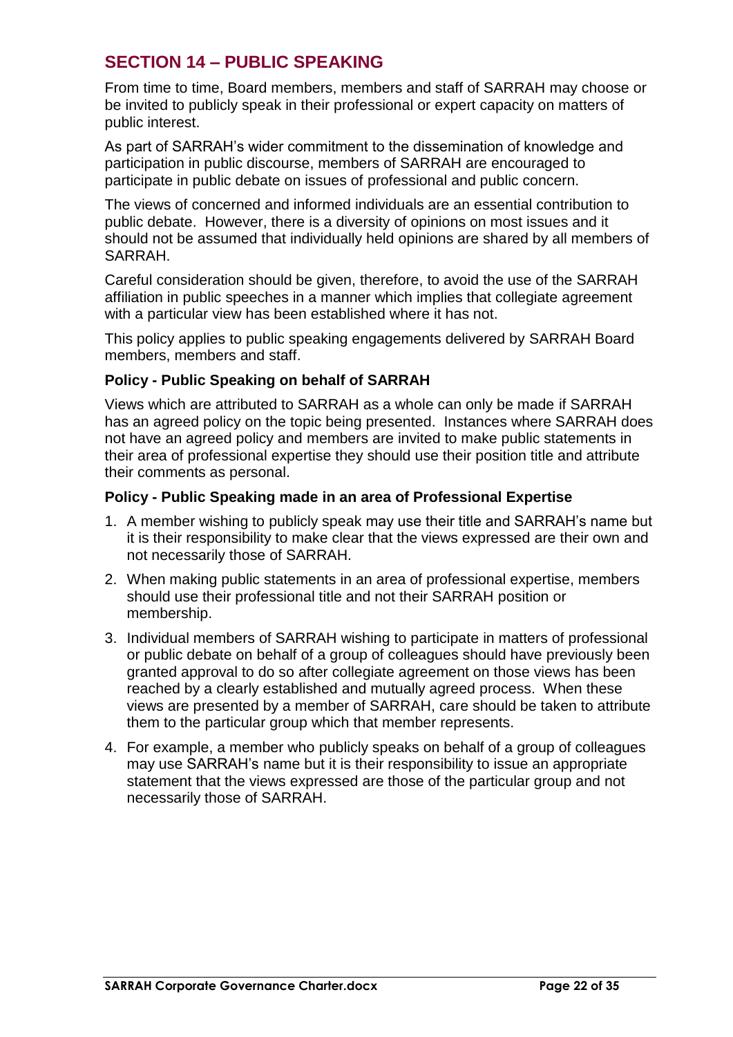## SECTION 14 – PUBLIC SPEAKING

From time to time, Board members, members and staff of SARRAH may choose or be invited to publicly speak in their professional or expert capacity on matters of public interest.

As part of SARRAH's wider commitment to the dissemination of knowledge and participation in public discourse, members of SARRAH are encouraged to participate in public debate on issues of professional and public concern.

The views of concerned and informed individuals are an essential contribution to public debate. However, there is a diversity of opinions on most issues and it should not be assumed that individually held opinions are shared by all members of SARRAH.

Careful consideration should be given, therefore, to avoid the use of the SARRAH affiliation in public speeches in a manner which implies that collegiate agreement with a particular view has been established where it has not.

This policy applies to public speaking engagements delivered by SARRAH Board members, members and staff.

### Policy - Public Speaking on behalf of SARRAH

Views which are attributed to SARRAH as a whole can only be made if SARRAH has an agreed policy on the topic being presented. Instances where SARRAH does not have an agreed policy and members are invited to make public statements in their area of professional expertise they should use their position title and attribute their comments as personal.

### Policy - Public Speaking made in an area of Professional Expertise

1. A member wishing to publicly speak may use their title and SARRAH's name but it is their responsibility to make clear that the views expressed are their own and not necessarily those of SARRAH.
2. When making public statements in an area of professional expertise, members should use their professional title and not their SARRAH position or membership.
3. Individual members of SARRAH wishing to participate in matters of professional or public debate on behalf of a group of colleagues should have previously been granted approval to do so after collegiate agreement on those views has been reached by a clearly established and mutually agreed process. When these views are presented by a member of SARRAH, care should be taken to attribute them to the particular group which that member represents.
4. For example, a member who publicly speaks on behalf of a group of colleagues may use SARRAH's name but it is their responsibility to issue an appropriate statement that the views expressed are those of the particular group and not necessarily those of SARRAH.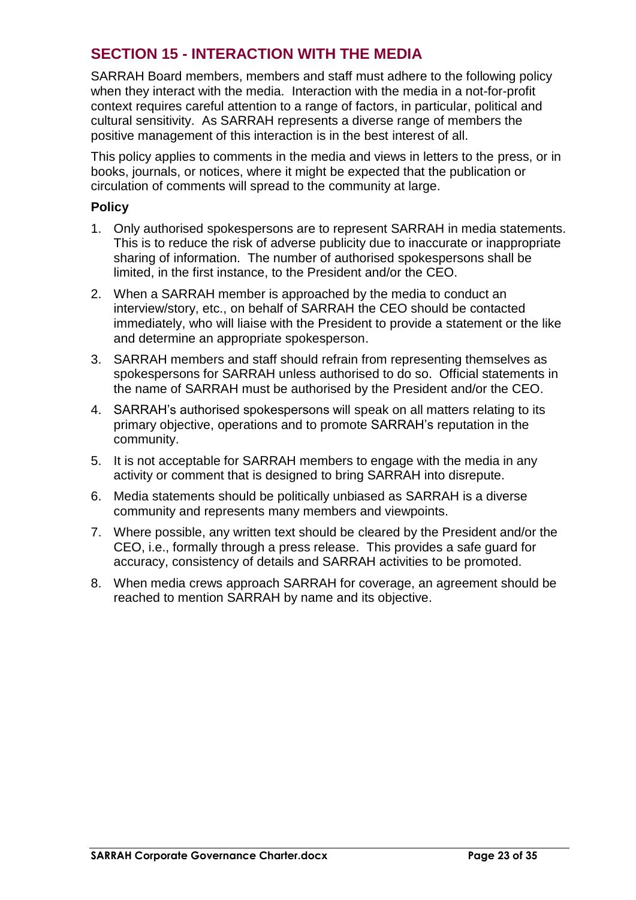## SECTION 15 - INTERACTION WITH THE MEDIA

SARRAH Board members, members and staff must adhere to the following policy when they interact with the media. Interaction with the media in a not-for-profit context requires careful attention to a range of factors, in particular, political and cultural sensitivity. As SARRAH represents a diverse range of members the positive management of this interaction is in the best interest of all.

This policy applies to comments in the media and views in letters to the press, or in books, journals, or notices, where it might be expected that the publication or circulation of comments will spread to the community at large.

### Policy

1. Only authorised spokespersons are to represent SARRAH in media statements. This is to reduce the risk of adverse publicity due to inaccurate or inappropriate sharing of information. The number of authorised spokespersons shall be limited, in the first instance, to the President and/or the CEO.
2. When a SARRAH member is approached by the media to conduct an interview/story, etc., on behalf of SARRAH the CEO should be contacted immediately, who will liaise with the President to provide a statement or the like and determine an appropriate spokesperson.
3. SARRAH members and staff should refrain from representing themselves as spokespersons for SARRAH unless authorised to do so. Official statements in the name of SARRAH must be authorised by the President and/or the CEO.
4. SARRAH's authorised spokespersons will speak on all matters relating to its primary objective, operations and to promote SARRAH's reputation in the community.
5. It is not acceptable for SARRAH members to engage with the media in any activity or comment that is designed to bring SARRAH into disrepute.
6. Media statements should be politically unbiased as SARRAH is a diverse community and represents many members and viewpoints.
7. Where possible, any written text should be cleared by the President and/or the CEO, i.e., formally through a press release. This provides a safe guard for accuracy, consistency of details and SARRAH activities to be promoted.
8. When media crews approach SARRAH for coverage, an agreement should be reached to mention SARRAH by name and its objective.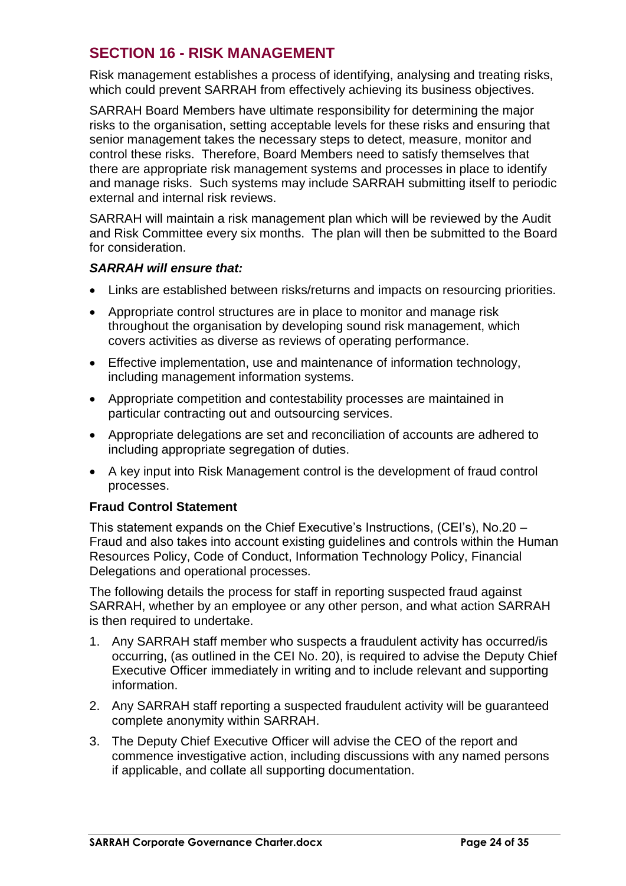## SECTION 16 - RISK MANAGEMENT

Risk management establishes a process of identifying, analysing and treating risks, which could prevent SARRAH from effectively achieving its business objectives.

SARRAH Board Members have ultimate responsibility for determining the major risks to the organisation, setting acceptable levels for these risks and ensuring that senior management takes the necessary steps to detect, measure, monitor and control these risks. Therefore, Board Members need to satisfy themselves that there are appropriate risk management systems and processes in place to identify and manage risks. Such systems may include SARRAH submitting itself to periodic external and internal risk reviews.

SARRAH will maintain a risk management plan which will be reviewed by the Audit and Risk Committee every six months. The plan will then be submitted to the Board for consideration.

***SARRAH will ensure that:***

- Links are established between risks/returns and impacts on resourcing priorities.
- Appropriate control structures are in place to monitor and manage risk throughout the organisation by developing sound risk management, which covers activities as diverse as reviews of operating performance.
- Effective implementation, use and maintenance of information technology, including management information systems.
- Appropriate competition and contestability processes are maintained in particular contracting out and outsourcing services.
- Appropriate delegations are set and reconciliation of accounts are adhered to including appropriate segregation of duties.
- A key input into Risk Management control is the development of fraud control processes.

**Fraud Control Statement**

This statement expands on the Chief Executive's Instructions, (CEI's), No.20 – Fraud and also takes into account existing guidelines and controls within the Human Resources Policy, Code of Conduct, Information Technology Policy, Financial Delegations and operational processes.

The following details the process for staff in reporting suspected fraud against SARRAH, whether by an employee or any other person, and what action SARRAH is then required to undertake.

1. Any SARRAH staff member who suspects a fraudulent activity has occurred/is occurring, (as outlined in the CEI No. 20), is required to advise the Deputy Chief Executive Officer immediately in writing and to include relevant and supporting information.
2. Any SARRAH staff reporting a suspected fraudulent activity will be guaranteed complete anonymity within SARRAH.
3. The Deputy Chief Executive Officer will advise the CEO of the report and commence investigative action, including discussions with any named persons if applicable, and collate all supporting documentation.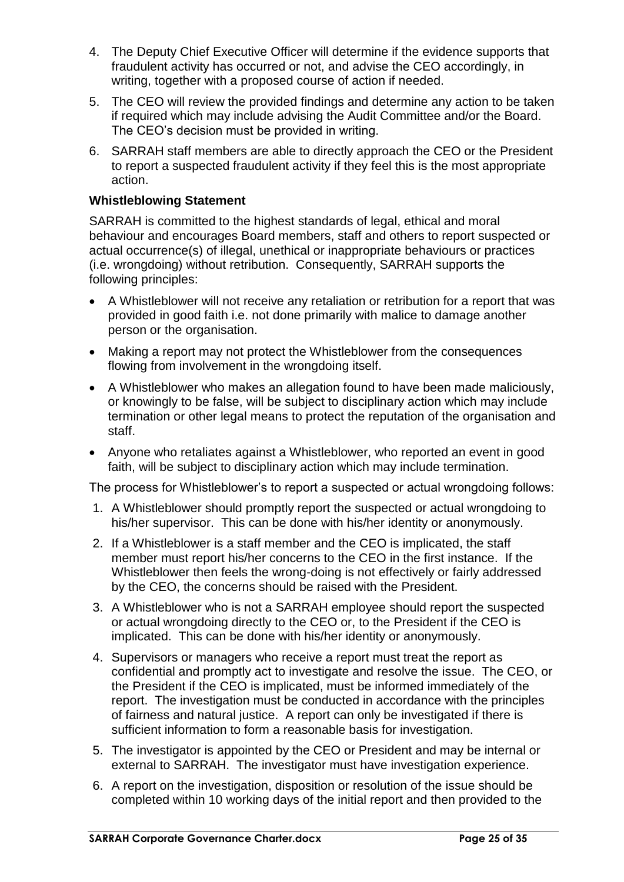4. The Deputy Chief Executive Officer will determine if the evidence supports that fraudulent activity has occurred or not, and advise the CEO accordingly, in writing, together with a proposed course of action if needed.
5. The CEO will review the provided findings and determine any action to be taken if required which may include advising the Audit Committee and/or the Board. The CEO's decision must be provided in writing.
6. SARRAH staff members are able to directly approach the CEO or the President to report a suspected fraudulent activity if they feel this is the most appropriate action.

**Whistleblowing Statement**

SARRAH is committed to the highest standards of legal, ethical and moral behaviour and encourages Board members, staff and others to report suspected or actual occurrence(s) of illegal, unethical or inappropriate behaviours or practices (i.e. wrongdoing) without retribution. Consequently, SARRAH supports the following principles:

- A Whistleblower will not receive any retaliation or retribution for a report that was provided in good faith i.e. not done primarily with malice to damage another person or the organisation.
- Making a report may not protect the Whistleblower from the consequences flowing from involvement in the wrongdoing itself.
- A Whistleblower who makes an allegation found to have been made maliciously, or knowingly to be false, will be subject to disciplinary action which may include termination or other legal means to protect the reputation of the organisation and staff.
- Anyone who retaliates against a Whistleblower, who reported an event in good faith, will be subject to disciplinary action which may include termination.

The process for Whistleblower's to report a suspected or actual wrongdoing follows:

1. A Whistleblower should promptly report the suspected or actual wrongdoing to his/her supervisor. This can be done with his/her identity or anonymously.
2. If a Whistleblower is a staff member and the CEO is implicated, the staff member must report his/her concerns to the CEO in the first instance. If the Whistleblower then feels the wrong-doing is not effectively or fairly addressed by the CEO, the concerns should be raised with the President.
3. A Whistleblower who is not a SARRAH employee should report the suspected or actual wrongdoing directly to the CEO or, to the President if the CEO is implicated. This can be done with his/her identity or anonymously.
4. Supervisors or managers who receive a report must treat the report as confidential and promptly act to investigate and resolve the issue. The CEO, or the President if the CEO is implicated, must be informed immediately of the report. The investigation must be conducted in accordance with the principles of fairness and natural justice. A report can only be investigated if there is sufficient information to form a reasonable basis for investigation.
5. The investigator is appointed by the CEO or President and may be internal or external to SARRAH. The investigator must have investigation experience.
6. A report on the investigation, disposition or resolution of the issue should be completed within 10 working days of the initial report and then provided to the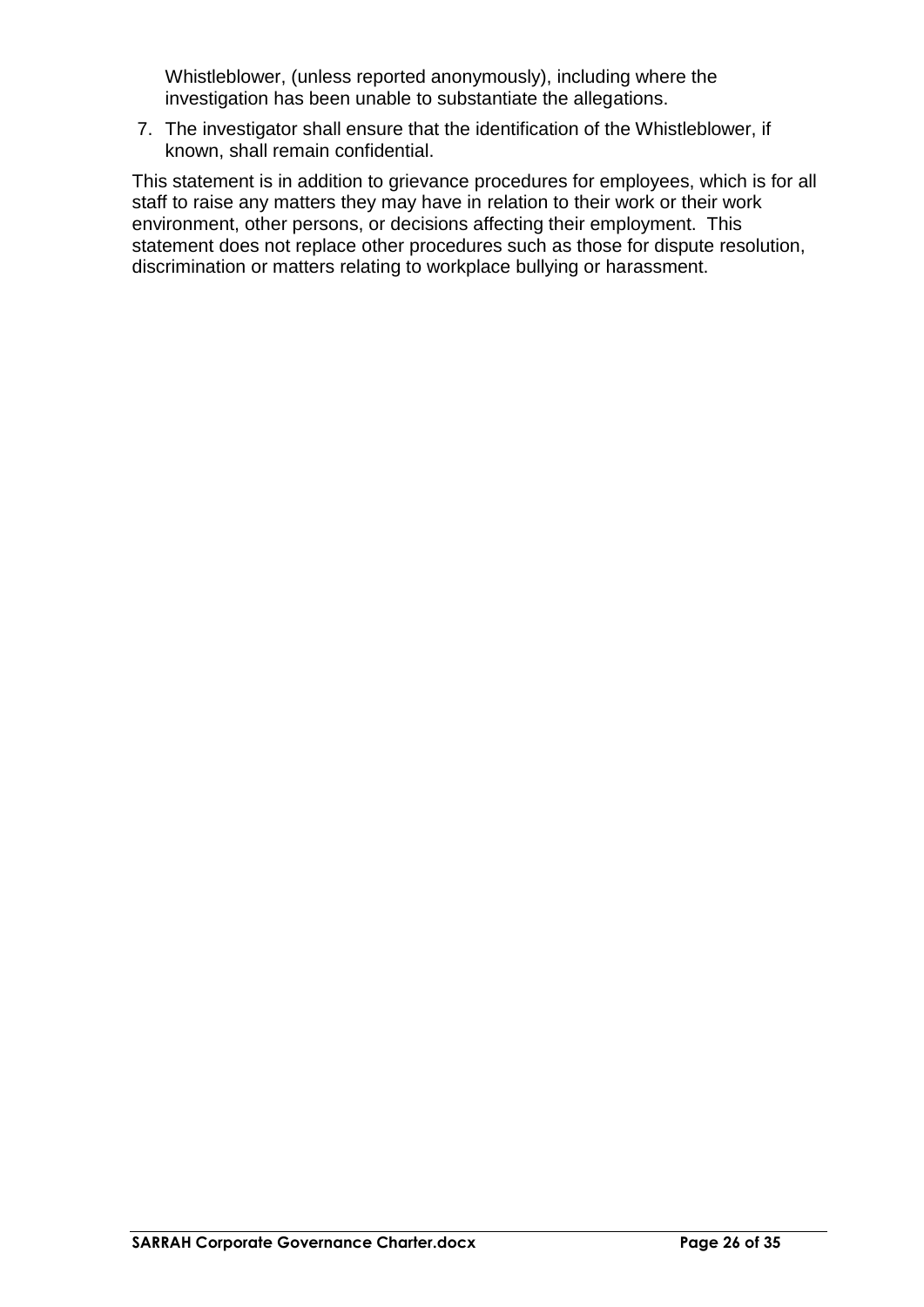Whistleblower, (unless reported anonymously), including where the investigation has been unable to substantiate the allegations.

7. The investigator shall ensure that the identification of the Whistleblower, if known, shall remain confidential.

This statement is in addition to grievance procedures for employees, which is for all staff to raise any matters they may have in relation to their work or their work environment, other persons, or decisions affecting their employment. This statement does not replace other procedures such as those for dispute resolution, discrimination or matters relating to workplace bullying or harassment.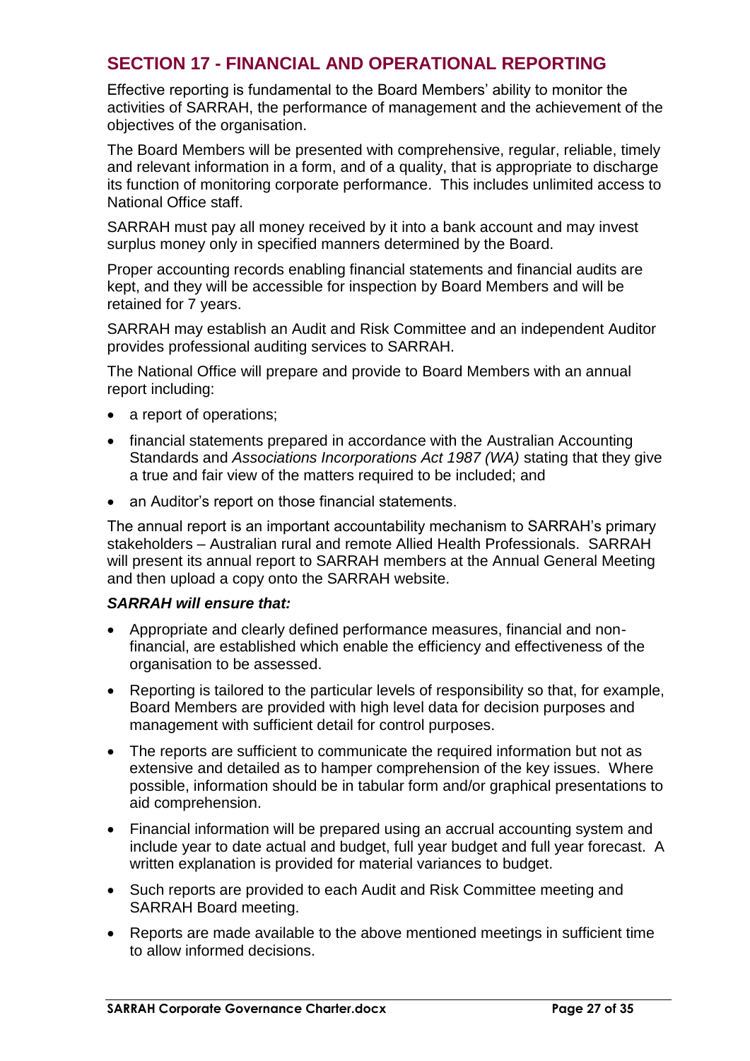## SECTION 17 - FINANCIAL AND OPERATIONAL REPORTING

Effective reporting is fundamental to the Board Members' ability to monitor the activities of SARRAH, the performance of management and the achievement of the objectives of the organisation.

The Board Members will be presented with comprehensive, regular, reliable, timely and relevant information in a form, and of a quality, that is appropriate to discharge its function of monitoring corporate performance. This includes unlimited access to National Office staff.

SARRAH must pay all money received by it into a bank account and may invest surplus money only in specified manners determined by the Board.

Proper accounting records enabling financial statements and financial audits are kept, and they will be accessible for inspection by Board Members and will be retained for 7 years.

SARRAH may establish an Audit and Risk Committee and an independent Auditor provides professional auditing services to SARRAH.

The National Office will prepare and provide to Board Members with an annual report including:

- a report of operations;
- financial statements prepared in accordance with the Australian Accounting Standards and *Associations Incorporations Act 1987 (WA)* stating that they give a true and fair view of the matters required to be included; and
- an Auditor's report on those financial statements.

The annual report is an important accountability mechanism to SARRAH's primary stakeholders – Australian rural and remote Allied Health Professionals. SARRAH will present its annual report to SARRAH members at the Annual General Meeting and then upload a copy onto the SARRAH website.

***SARRAH will ensure that:***

- Appropriate and clearly defined performance measures, financial and non-financial, are established which enable the efficiency and effectiveness of the organisation to be assessed.
- Reporting is tailored to the particular levels of responsibility so that, for example, Board Members are provided with high level data for decision purposes and management with sufficient detail for control purposes.
- The reports are sufficient to communicate the required information but not as extensive and detailed as to hamper comprehension of the key issues. Where possible, information should be in tabular form and/or graphical presentations to aid comprehension.
- Financial information will be prepared using an accrual accounting system and include year to date actual and budget, full year budget and full year forecast. A written explanation is provided for material variances to budget.
- Such reports are provided to each Audit and Risk Committee meeting and SARRAH Board meeting.
- Reports are made available to the above mentioned meetings in sufficient time to allow informed decisions.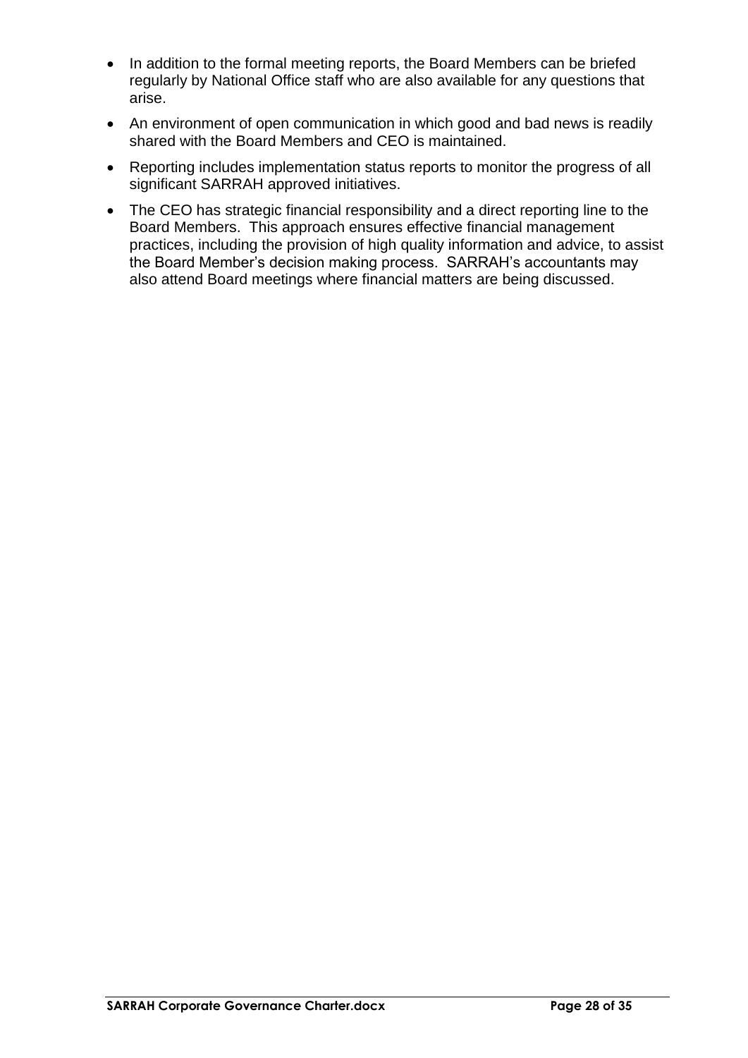- In addition to the formal meeting reports, the Board Members can be briefed regularly by National Office staff who are also available for any questions that arise.
- An environment of open communication in which good and bad news is readily shared with the Board Members and CEO is maintained.
- Reporting includes implementation status reports to monitor the progress of all significant SARRAH approved initiatives.
- The CEO has strategic financial responsibility and a direct reporting line to the Board Members. This approach ensures effective financial management practices, including the provision of high quality information and advice, to assist the Board Member's decision making process. SARRAH's accountants may also attend Board meetings where financial matters are being discussed.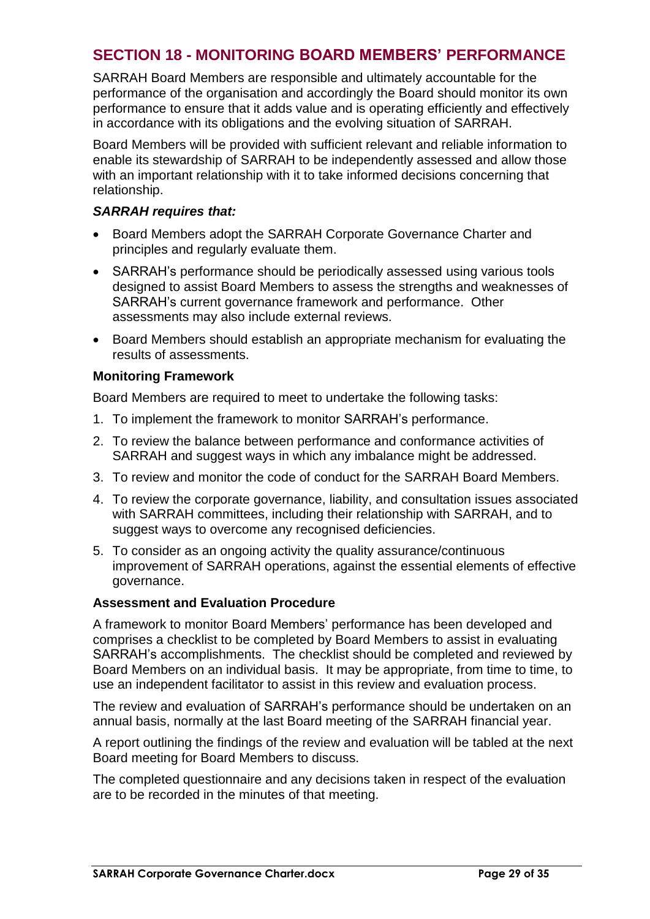## SECTION 18 - MONITORING BOARD MEMBERS' PERFORMANCE

SARRAH Board Members are responsible and ultimately accountable for the performance of the organisation and accordingly the Board should monitor its own performance to ensure that it adds value and is operating efficiently and effectively in accordance with its obligations and the evolving situation of SARRAH.

Board Members will be provided with sufficient relevant and reliable information to enable its stewardship of SARRAH to be independently assessed and allow those with an important relationship with it to take informed decisions concerning that relationship.

***SARRAH requires that:***

- Board Members adopt the SARRAH Corporate Governance Charter and principles and regularly evaluate them.
- SARRAH's performance should be periodically assessed using various tools designed to assist Board Members to assess the strengths and weaknesses of SARRAH's current governance framework and performance. Other assessments may also include external reviews.
- Board Members should establish an appropriate mechanism for evaluating the results of assessments.

**Monitoring Framework**

Board Members are required to meet to undertake the following tasks:

1. To implement the framework to monitor SARRAH's performance.
2. To review the balance between performance and conformance activities of SARRAH and suggest ways in which any imbalance might be addressed.
3. To review and monitor the code of conduct for the SARRAH Board Members.
4. To review the corporate governance, liability, and consultation issues associated with SARRAH committees, including their relationship with SARRAH, and to suggest ways to overcome any recognised deficiencies.
5. To consider as an ongoing activity the quality assurance/continuous improvement of SARRAH operations, against the essential elements of effective governance.

**Assessment and Evaluation Procedure**

A framework to monitor Board Members' performance has been developed and comprises a checklist to be completed by Board Members to assist in evaluating SARRAH's accomplishments. The checklist should be completed and reviewed by Board Members on an individual basis. It may be appropriate, from time to time, to use an independent facilitator to assist in this review and evaluation process.

The review and evaluation of SARRAH's performance should be undertaken on an annual basis, normally at the last Board meeting of the SARRAH financial year.

A report outlining the findings of the review and evaluation will be tabled at the next Board meeting for Board Members to discuss.

The completed questionnaire and any decisions taken in respect of the evaluation are to be recorded in the minutes of that meeting.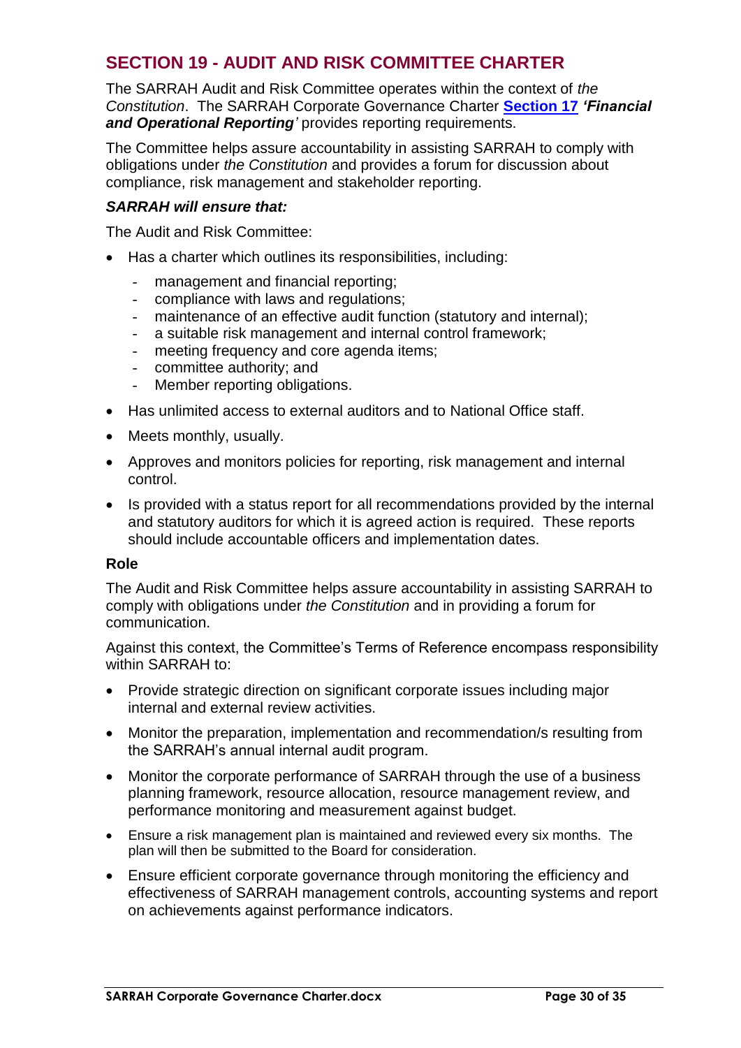## SECTION 19 - AUDIT AND RISK COMMITTEE CHARTER

The SARRAH Audit and Risk Committee operates within the context of *the Constitution*. The SARRAH Corporate Governance Charter **Section 17** ***'Financial and Operational Reporting'*** provides reporting requirements.

The Committee helps assure accountability in assisting SARRAH to comply with obligations under *the Constitution* and provides a forum for discussion about compliance, risk management and stakeholder reporting.

***SARRAH will ensure that:***

The Audit and Risk Committee:

- Has a charter which outlines its responsibilities, including:
  - management and financial reporting;
  - compliance with laws and regulations;
  - maintenance of an effective audit function (statutory and internal);
  - a suitable risk management and internal control framework;
  - meeting frequency and core agenda items;
  - committee authority; and
  - Member reporting obligations.
- Has unlimited access to external auditors and to National Office staff.
- Meets monthly, usually.
- Approves and monitors policies for reporting, risk management and internal control.
- Is provided with a status report for all recommendations provided by the internal and statutory auditors for which it is agreed action is required. These reports should include accountable officers and implementation dates.

**Role**

The Audit and Risk Committee helps assure accountability in assisting SARRAH to comply with obligations under *the Constitution* and in providing a forum for communication.

Against this context, the Committee's Terms of Reference encompass responsibility within SARRAH to:

- Provide strategic direction on significant corporate issues including major internal and external review activities.
- Monitor the preparation, implementation and recommendation/s resulting from the SARRAH's annual internal audit program.
- Monitor the corporate performance of SARRAH through the use of a business planning framework, resource allocation, resource management review, and performance monitoring and measurement against budget.
- Ensure a risk management plan is maintained and reviewed every six months. The plan will then be submitted to the Board for consideration.
- Ensure efficient corporate governance through monitoring the efficiency and effectiveness of SARRAH management controls, accounting systems and report on achievements against performance indicators.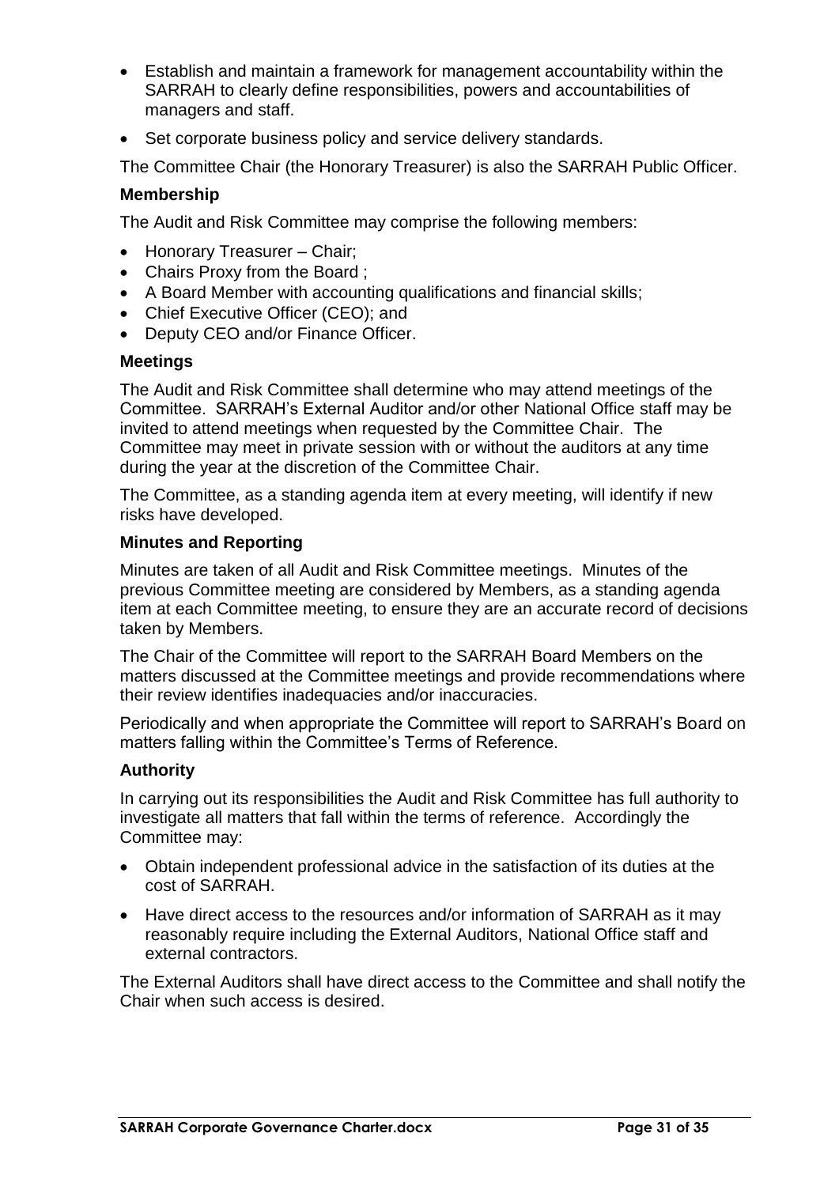- Establish and maintain a framework for management accountability within the SARRAH to clearly define responsibilities, powers and accountabilities of managers and staff.
- Set corporate business policy and service delivery standards.

The Committee Chair (the Honorary Treasurer) is also the SARRAH Public Officer.

**Membership**

The Audit and Risk Committee may comprise the following members:

- Honorary Treasurer – Chair;
- Chairs Proxy from the Board ;
- A Board Member with accounting qualifications and financial skills;
- Chief Executive Officer (CEO); and
- Deputy CEO and/or Finance Officer.

**Meetings**

The Audit and Risk Committee shall determine who may attend meetings of the Committee. SARRAH's External Auditor and/or other National Office staff may be invited to attend meetings when requested by the Committee Chair. The Committee may meet in private session with or without the auditors at any time during the year at the discretion of the Committee Chair.

The Committee, as a standing agenda item at every meeting, will identify if new risks have developed.

**Minutes and Reporting**

Minutes are taken of all Audit and Risk Committee meetings. Minutes of the previous Committee meeting are considered by Members, as a standing agenda item at each Committee meeting, to ensure they are an accurate record of decisions taken by Members.

The Chair of the Committee will report to the SARRAH Board Members on the matters discussed at the Committee meetings and provide recommendations where their review identifies inadequacies and/or inaccuracies.

Periodically and when appropriate the Committee will report to SARRAH's Board on matters falling within the Committee's Terms of Reference.

**Authority**

In carrying out its responsibilities the Audit and Risk Committee has full authority to investigate all matters that fall within the terms of reference. Accordingly the Committee may:

- Obtain independent professional advice in the satisfaction of its duties at the cost of SARRAH.
- Have direct access to the resources and/or information of SARRAH as it may reasonably require including the External Auditors, National Office staff and external contractors.

The External Auditors shall have direct access to the Committee and shall notify the Chair when such access is desired.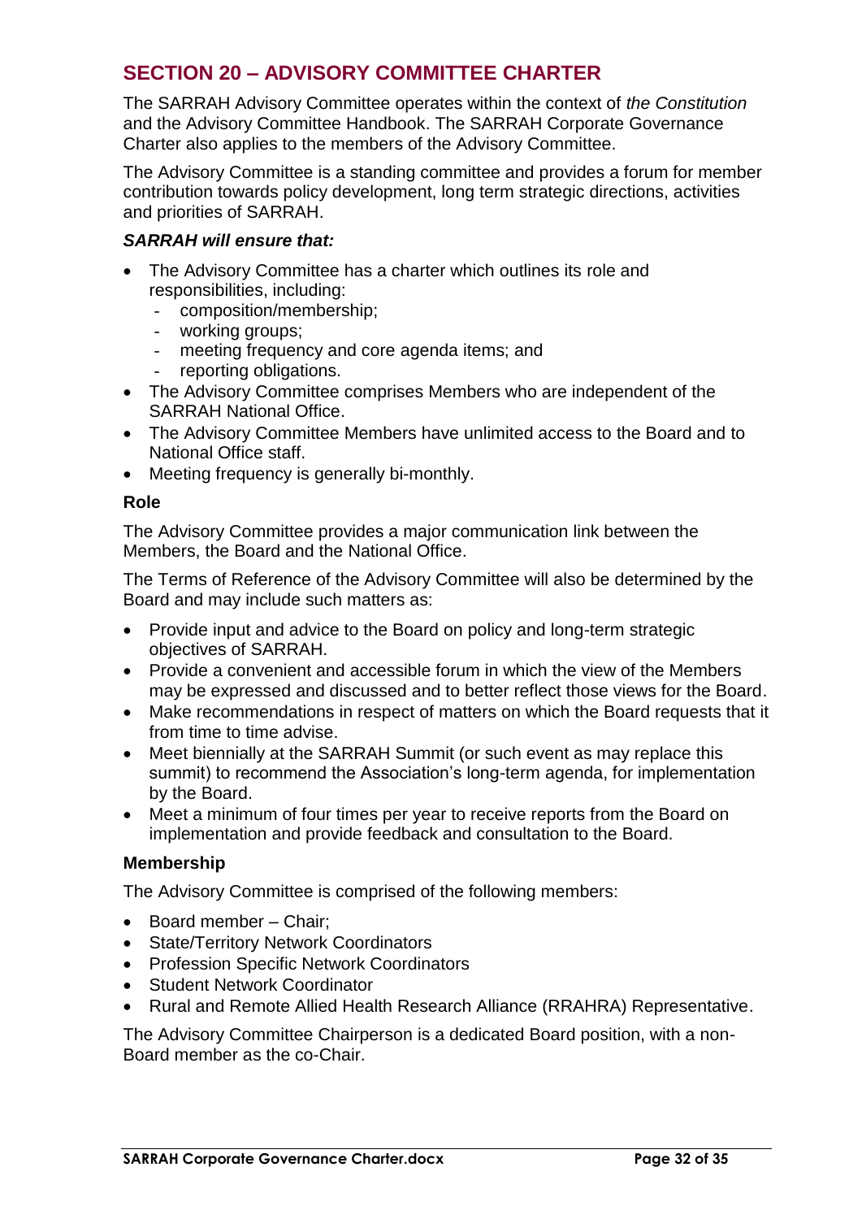## SECTION 20 – ADVISORY COMMITTEE CHARTER

The SARRAH Advisory Committee operates within the context of *the Constitution* and the Advisory Committee Handbook. The SARRAH Corporate Governance Charter also applies to the members of the Advisory Committee.

The Advisory Committee is a standing committee and provides a forum for member contribution towards policy development, long term strategic directions, activities and priorities of SARRAH.

***SARRAH will ensure that:***

- The Advisory Committee has a charter which outlines its role and responsibilities, including:
  - composition/membership;
  - working groups;
  - meeting frequency and core agenda items; and
  - reporting obligations.
- The Advisory Committee comprises Members who are independent of the SARRAH National Office.
- The Advisory Committee Members have unlimited access to the Board and to National Office staff.
- Meeting frequency is generally bi-monthly.

**Role**

The Advisory Committee provides a major communication link between the Members, the Board and the National Office.

The Terms of Reference of the Advisory Committee will also be determined by the Board and may include such matters as:

- Provide input and advice to the Board on policy and long-term strategic objectives of SARRAH.
- Provide a convenient and accessible forum in which the view of the Members may be expressed and discussed and to better reflect those views for the Board.
- Make recommendations in respect of matters on which the Board requests that it from time to time advise.
- Meet biennially at the SARRAH Summit (or such event as may replace this summit) to recommend the Association's long-term agenda, for implementation by the Board.
- Meet a minimum of four times per year to receive reports from the Board on implementation and provide feedback and consultation to the Board.

**Membership**

The Advisory Committee is comprised of the following members:

- Board member – Chair;
- State/Territory Network Coordinators
- Profession Specific Network Coordinators
- Student Network Coordinator
- Rural and Remote Allied Health Research Alliance (RRAHRA) Representative.

The Advisory Committee Chairperson is a dedicated Board position, with a non-Board member as the co-Chair.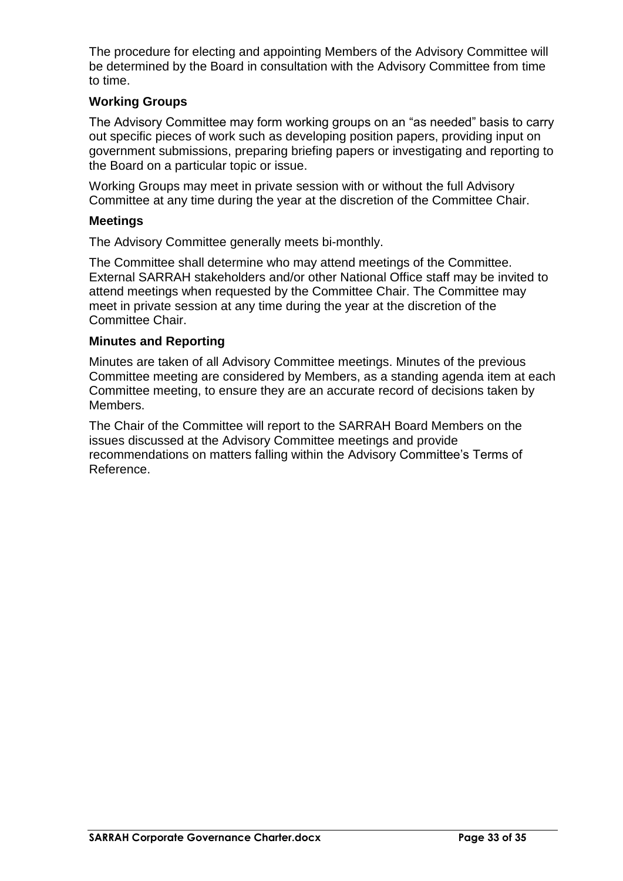The procedure for electing and appointing Members of the Advisory Committee will be determined by the Board in consultation with the Advisory Committee from time to time.

**Working Groups**

The Advisory Committee may form working groups on an "as needed" basis to carry out specific pieces of work such as developing position papers, providing input on government submissions, preparing briefing papers or investigating and reporting to the Board on a particular topic or issue.

Working Groups may meet in private session with or without the full Advisory Committee at any time during the year at the discretion of the Committee Chair.

**Meetings**

The Advisory Committee generally meets bi-monthly.

The Committee shall determine who may attend meetings of the Committee. External SARRAH stakeholders and/or other National Office staff may be invited to attend meetings when requested by the Committee Chair. The Committee may meet in private session at any time during the year at the discretion of the Committee Chair.

**Minutes and Reporting**

Minutes are taken of all Advisory Committee meetings. Minutes of the previous Committee meeting are considered by Members, as a standing agenda item at each Committee meeting, to ensure they are an accurate record of decisions taken by Members.

The Chair of the Committee will report to the SARRAH Board Members on the issues discussed at the Advisory Committee meetings and provide recommendations on matters falling within the Advisory Committee's Terms of Reference.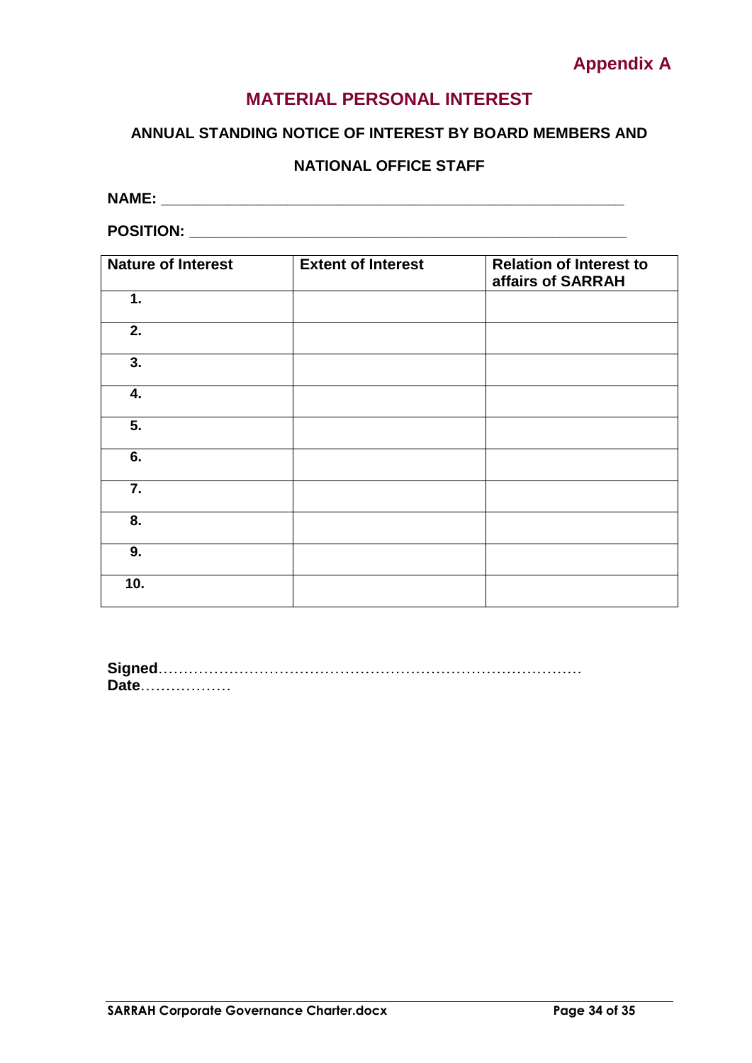**Appendix A**

## MATERIAL PERSONAL INTEREST

### ANNUAL STANDING NOTICE OF INTEREST BY BOARD MEMBERS AND NATIONAL OFFICE STAFF

**NAME:** \_\_\_\_\_\_\_\_\_\_\_\_\_\_\_\_\_\_\_\_\_\_\_\_\_\_\_\_\_\_\_\_\_\_\_\_\_\_\_\_\_\_\_\_\_\_\_\_\_\_\_\_

**POSITION:** \_\_\_\_\_\_\_\_\_\_\_\_\_\_\_\_\_\_\_\_\_\_\_\_\_\_\_\_\_\_\_\_\_\_\_\_\_\_\_\_\_\_\_\_\_\_\_\_\_\_\_\_

| Nature of Interest | Extent of Interest | Relation of Interest to affairs of SARRAH |
|---|---|---|
| 1. | | |
| 2. | | |
| 3. | | |
| 4. | | |
| 5. | | |
| 6. | | |
| 7. | | |
| 8. | | |
| 9. | | |
| 10. | | |

**Signed**…………………………………………………………………………
**Date**………………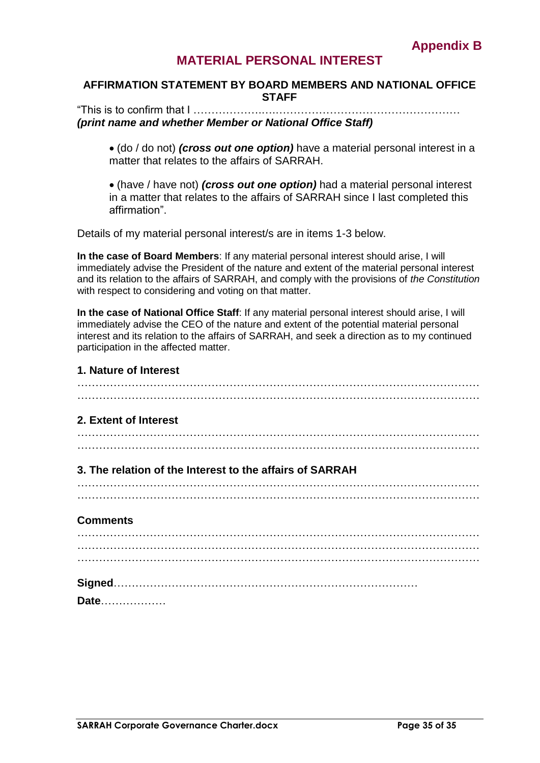**Appendix B**

# MATERIAL PERSONAL INTEREST

## AFFIRMATION STATEMENT BY BOARD MEMBERS AND NATIONAL OFFICE STAFF

"This is to confirm that I ……………………………………………………………… ***(print name and whether Member or National Office Staff)***

- (do / do not) ***(cross out one option)*** have a material personal interest in a matter that relates to the affairs of SARRAH.
- (have / have not) ***(cross out one option)*** had a material personal interest in a matter that relates to the affairs of SARRAH since I last completed this affirmation".

Details of my material personal interest/s are in items 1-3 below.

**In the case of Board Members**: If any material personal interest should arise, I will immediately advise the President of the nature and extent of the material personal interest and its relation to the affairs of SARRAH, and comply with the provisions of *the Constitution* with respect to considering and voting on that matter.

**In the case of National Office Staff**: If any material personal interest should arise, I will immediately advise the CEO of the nature and extent of the potential material personal interest and its relation to the affairs of SARRAH, and seek a direction as to my continued participation in the affected matter.

### 1. Nature of Interest

……………………………………………………………………………………………………
……………………………………………………………………………………………………

### 2. Extent of Interest

……………………………………………………………………………………………………
……………………………………………………………………………………………………

### 3. The relation of the Interest to the affairs of SARRAH

……………………………………………………………………………………………………
……………………………………………………………………………………………………

### Comments

……………………………………………………………………………………………………
……………………………………………………………………………………………………
……………………………………………………………………………………………………

**Signed**…………………………………………………………………………

**Date**………………